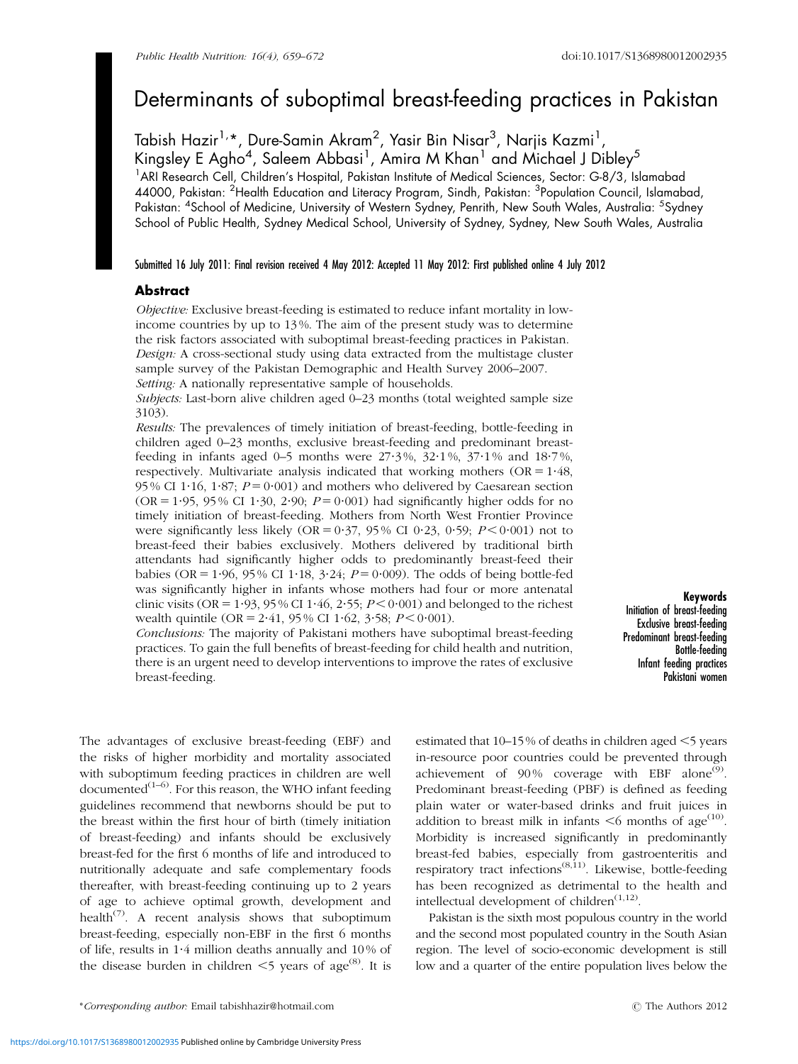# Determinants of suboptimal breast-feeding practices in Pakistan

Tabish Hazir[1,]*, Dure-Samin Akram[2], Yasir Bin Nisar[3], Narjis Kazmi[1], Kingsley E Agho[4], Saleem Abbasi[1], Amira M Khan[1] and Michael J Dibley[5]

[1]ARI Research Cell, Children's Hospital, Pakistan Institute of Medical Sciences, Sector: G-8/3, Islamabad 44000, Pakistan: [2]Health Education and Literacy Program, Sindh, Pakistan: [3]Population Council, Islamabad, Pakistan: [4]School of Medicine, University of Western Sydney, Penrith, New South Wales, Australia: [5]Sydney School of Public Health, Sydney Medical School, University of Sydney, Sydney, New South Wales, Australia

Submitted 16 July 2011: Final revision received 4 May 2012: Accepted 11 May 2012: First published online 4 July 2012

## Abstract

*Objective:* Exclusive breast-feeding is estimated to reduce infant mortality in low-income countries by up to 13 %. The aim of the present study was to determine the risk factors associated with suboptimal breast-feeding practices in Pakistan.

*Design:* A cross-sectional study using data extracted from the multistage cluster sample survey of the Pakistan Demographic and Health Survey 2006–2007.

*Setting:* A nationally representative sample of households.

*Subjects:* Last-born alive children aged 0–23 months (total weighted sample size 3103).

*Results:* The prevalences of timely initiation of breast-feeding, bottle-feeding in children aged 0–23 months, exclusive breast-feeding and predominant breast-feeding in infants aged 0–5 months were 27·3 %, 32·1 %, 37·1 % and 18·7 %, respectively. Multivariate analysis indicated that working mothers (OR = 1·48, 95 % CI 1·16, 1·87; $P = 0·001$) and mothers who delivered by Caesarean section (OR = 1·95, 95 % CI 1·30, 2·90; $P = 0·001$) had significantly higher odds for no timely initiation of breast-feeding. Mothers from North West Frontier Province were significantly less likely (OR = 0·37, 95 % CI 0·23, 0·59; $P < 0·001$) not to breast-feed their babies exclusively. Mothers delivered by traditional birth attendants had significantly higher odds to predominantly breast-feed their babies (OR = 1·96, 95 % CI 1·18, 3·24; $P = 0·009$). The odds of being bottle-fed was significantly higher in infants whose mothers had four or more antenatal clinic visits (OR = 1·93, 95 % CI 1·46, 2·55; $P < 0·001$) and belonged to the richest wealth quintile (OR = 2·41, 95 % CI 1·62, 3·58; $P < 0·001$).

*Conclusions:* The majority of Pakistani mothers have suboptimal breast-feeding practices. To gain the full benefits of breast-feeding for child health and nutrition, there is an urgent need to develop interventions to improve the rates of exclusive breast-feeding.

**Keywords**
Initiation of breast-feeding
Exclusive breast-feeding
Predominant breast-feeding
Bottle-feeding
Infant feeding practices
Pakistani women

The advantages of exclusive breast-feeding (EBF) and the risks of higher morbidity and mortality associated with suboptimum feeding practices in children are well documented[1–6]. For this reason, the WHO infant feeding guidelines recommend that newborns should be put to the breast within the first hour of birth (timely initiation of breast-feeding) and infants should be exclusively breast-fed for the first 6 months of life and introduced to nutritionally adequate and safe complementary foods thereafter, with breast-feeding continuing up to 2 years of age to achieve optimal growth, development and health[7]. A recent analysis shows that suboptimum breast-feeding, especially non-EBF in the first 6 months of life, results in 1·4 million deaths annually and 10 % of the disease burden in children <5 years of age[8]. It is estimated that 10–15 % of deaths in children aged <5 years in-resource poor countries could be prevented through achievement of 90 % coverage with EBF alone[9]. Predominant breast-feeding (PBF) is defined as feeding plain water or water-based drinks and fruit juices in addition to breast milk in infants <6 months of age[10]. Morbidity is increased significantly in predominantly breast-fed babies, especially from gastroenteritis and respiratory tract infections[8,11]. Likewise, bottle-feeding has been recognized as detrimental to the health and intellectual development of children[1,12].

Pakistan is the sixth most populous country in the world and the second most populated country in the South Asian region. The level of socio-economic development is still low and a quarter of the entire population lives below the

*Corresponding author: Email tabishhazir@hotmail.com

© The Authors 2012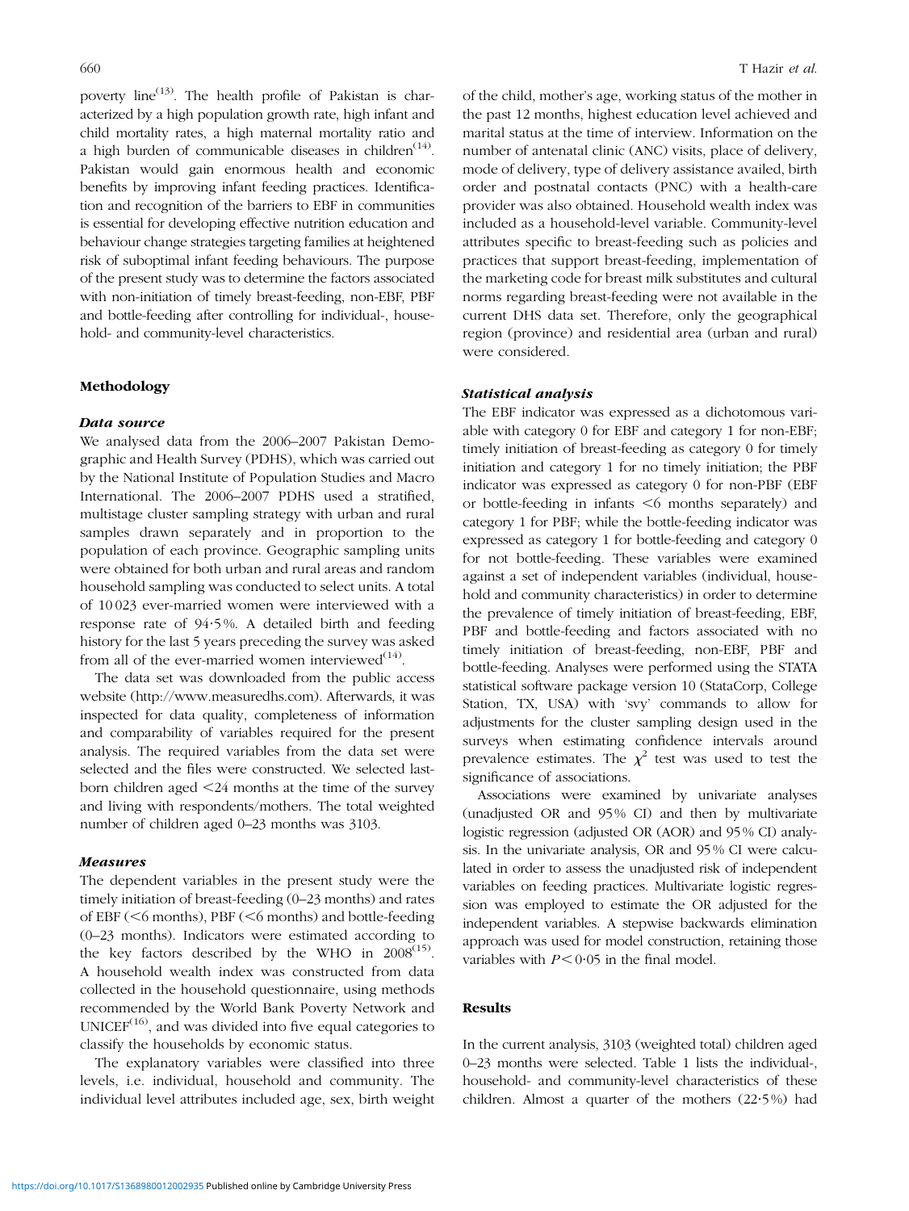poverty line[13]. The health profile of Pakistan is characterized by a high population growth rate, high infant and child mortality rates, a high maternal mortality ratio and a high burden of communicable diseases in children[14]. Pakistan would gain enormous health and economic benefits by improving infant feeding practices. Identification and recognition of the barriers to EBF in communities is essential for developing effective nutrition education and behaviour change strategies targeting families at heightened risk of suboptimal infant feeding behaviours. The purpose of the present study was to determine the factors associated with non-initiation of timely breast-feeding, non-EBF, PBF and bottle-feeding after controlling for individual-, household- and community-level characteristics.

## Methodology

### Data source

We analysed data from the 2006–2007 Pakistan Demographic and Health Survey (PDHS), which was carried out by the National Institute of Population Studies and Macro International. The 2006–2007 PDHS used a stratified, multistage cluster sampling strategy with urban and rural samples drawn separately and in proportion to the population of each province. Geographic sampling units were obtained for both urban and rural areas and random household sampling was conducted to select units. A total of 10 023 ever-married women were interviewed with a response rate of 94·5 %. A detailed birth and feeding history for the last 5 years preceding the survey was asked from all of the ever-married women interviewed[14].

The data set was downloaded from the public access website (http://www.measuredhs.com). Afterwards, it was inspected for data quality, completeness of information and comparability of variables required for the present analysis. The required variables from the data set were selected and the files were constructed. We selected last-born children aged <24 months at the time of the survey and living with respondents/mothers. The total weighted number of children aged 0–23 months was 3103.

### Measures

The dependent variables in the present study were the timely initiation of breast-feeding (0–23 months) and rates of EBF (<6 months), PBF (<6 months) and bottle-feeding (0–23 months). Indicators were estimated according to the key factors described by the WHO in 2008[15]. A household wealth index was constructed from data collected in the household questionnaire, using methods recommended by the World Bank Poverty Network and UNICEF[16], and was divided into five equal categories to classify the households by economic status.

The explanatory variables were classified into three levels, i.e. individual, household and community. The individual level attributes included age, sex, birth weight of the child, mother's age, working status of the mother in the past 12 months, highest education level achieved and marital status at the time of interview. Information on the number of antenatal clinic (ANC) visits, place of delivery, mode of delivery, type of delivery assistance availed, birth order and postnatal contacts (PNC) with a health-care provider was also obtained. Household wealth index was included as a household-level variable. Community-level attributes specific to breast-feeding such as policies and practices that support breast-feeding, implementation of the marketing code for breast milk substitutes and cultural norms regarding breast-feeding were not available in the current DHS data set. Therefore, only the geographical region (province) and residential area (urban and rural) were considered.

### Statistical analysis

The EBF indicator was expressed as a dichotomous variable with category 0 for EBF and category 1 for non-EBF; timely initiation of breast-feeding as category 0 for timely initiation and category 1 for no timely initiation; the PBF indicator was expressed as category 0 for non-PBF (EBF or bottle-feeding in infants <6 months separately) and category 1 for PBF; while the bottle-feeding indicator was expressed as category 1 for bottle-feeding and category 0 for not bottle-feeding. These variables were examined against a set of independent variables (individual, household and community characteristics) in order to determine the prevalence of timely initiation of breast-feeding, EBF, PBF and bottle-feeding and factors associated with no timely initiation of breast-feeding, non-EBF, PBF and bottle-feeding. Analyses were performed using the STATA statistical software package version 10 (StataCorp, College Station, TX, USA) with 'svy' commands to allow for adjustments for the cluster sampling design used in the surveys when estimating confidence intervals around prevalence estimates. The $\chi^2$ test was used to test the significance of associations.

Associations were examined by univariate analyses (unadjusted OR and 95 % CI) and then by multivariate logistic regression (adjusted OR (AOR) and 95 % CI) analysis. In the univariate analysis, OR and 95 % CI were calculated in order to assess the unadjusted risk of independent variables on feeding practices. Multivariate logistic regression was employed to estimate the OR adjusted for the independent variables. A stepwise backwards elimination approach was used for model construction, retaining those variables with $P < 0{\cdot}05$ in the final model.

## Results

In the current analysis, 3103 (weighted total) children aged 0–23 months were selected. Table 1 lists the individual-, household- and community-level characteristics of these children. Almost a quarter of the mothers (22·5 %) had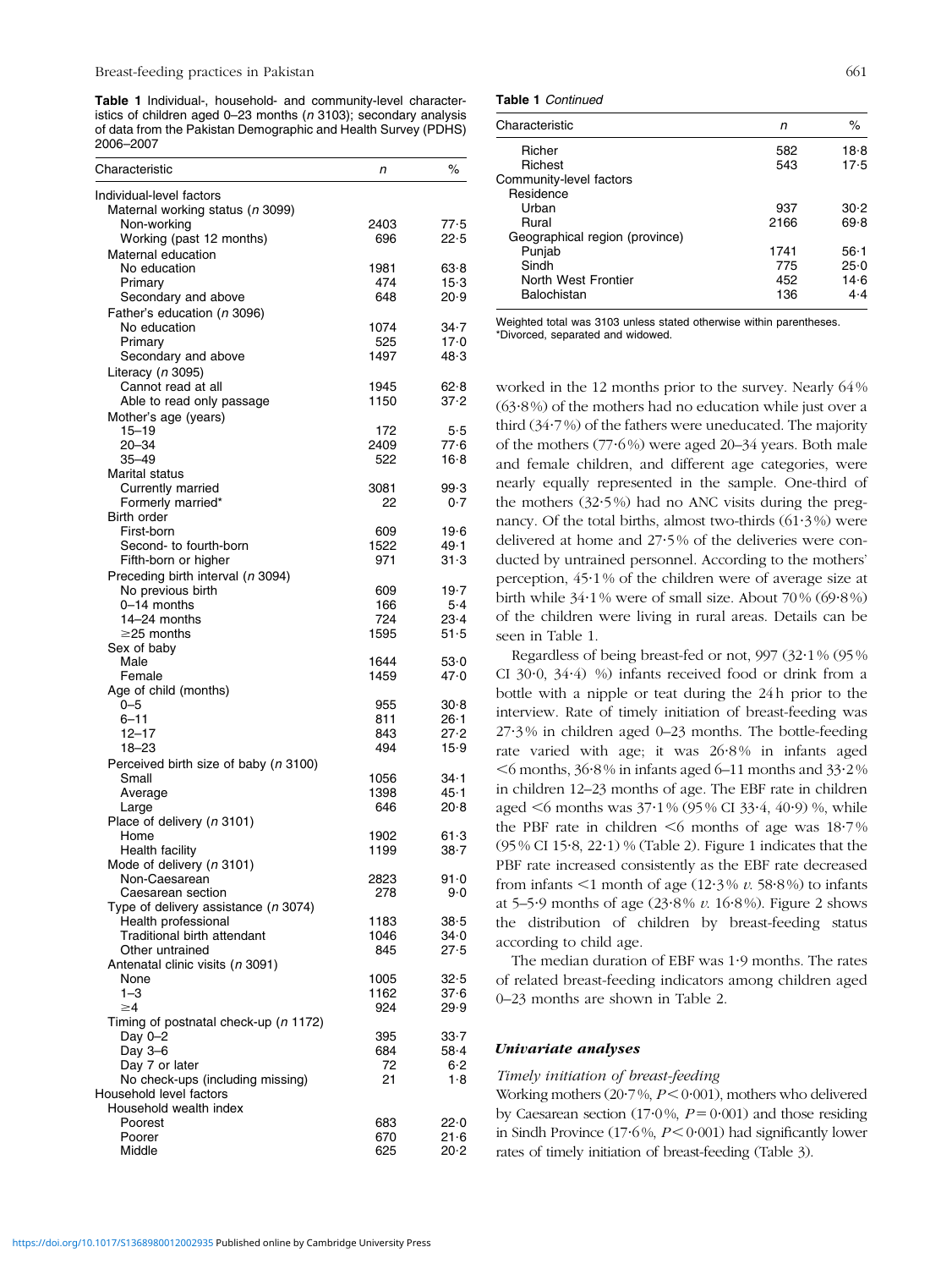**Table 1** Individual-, household- and community-level characteristics of children aged 0–23 months (*n* 3103); secondary analysis of data from the Pakistan Demographic and Health Survey (PDHS) 2006–2007

| Characteristic | *n* | % |
|---|---|---|
| Individual-level factors | | |
| Maternal working status (*n* 3099) | | |
| Non-working | 2403 | 77·5 |
| Working (past 12 months) | 696 | 22·5 |
| Maternal education | | |
| No education | 1981 | 63·8 |
| Primary | 474 | 15·3 |
| Secondary and above | 648 | 20·9 |
| Father's education (*n* 3096) | | |
| No education | 1074 | 34·7 |
| Primary | 525 | 17·0 |
| Secondary and above | 1497 | 48·3 |
| Literacy (*n* 3095) | | |
| Cannot read at all | 1945 | 62·8 |
| Able to read only passage | 1150 | 37·2 |
| Mother's age (years) | | |
| 15–19 | 172 | 5·5 |
| 20–34 | 2409 | 77·6 |
| 35–49 | 522 | 16·8 |
| Marital status | | |
| Currently married | 3081 | 99·3 |
| Formerly married* | 22 | 0·7 |
| Birth order | | |
| First-born | 609 | 19·6 |
| Second- to fourth-born | 1522 | 49·1 |
| Fifth-born or higher | 971 | 31·3 |
| Preceding birth interval (*n* 3094) | | |
| No previous birth | 609 | 19·7 |
| 0–14 months | 166 | 5·4 |
| 14–24 months | 724 | 23·4 |
| ≥25 months | 1595 | 51·5 |
| Sex of baby | | |
| Male | 1644 | 53·0 |
| Female | 1459 | 47·0 |
| Age of child (months) | | |
| 0–5 | 955 | 30·8 |
| 6–11 | 811 | 26·1 |
| 12–17 | 843 | 27·2 |
| 18–23 | 494 | 15·9 |
| Perceived birth size of baby (*n* 3100) | | |
| Small | 1056 | 34·1 |
| Average | 1398 | 45·1 |
| Large | 646 | 20·8 |
| Place of delivery (*n* 3101) | | |
| Home | 1902 | 61·3 |
| Health facility | 1199 | 38·7 |
| Mode of delivery (*n* 3101) | | |
| Non-Caesarean | 2823 | 91·0 |
| Caesarean section | 278 | 9·0 |
| Type of delivery assistance (*n* 3074) | | |
| Health professional | 1183 | 38·5 |
| Traditional birth attendant | 1046 | 34·0 |
| Other untrained | 845 | 27·5 |
| Antenatal clinic visits (*n* 3091) | | |
| None | 1005 | 32·5 |
| 1–3 | 1162 | 37·6 |
| ≥4 | 924 | 29·9 |
| Timing of postnatal check-up (*n* 1172) | | |
| Day 0–2 | 395 | 33·7 |
| Day 3–6 | 684 | 58·4 |
| Day 7 or later | 72 | 6·2 |
| No check-ups (including missing) | 21 | 1·8 |
| Household level factors | | |
| Household wealth index | | |
| Poorest | 683 | 22·0 |
| Poorer | 670 | 21·6 |
| Middle | 625 | 20·2 |
| Richer | 582 | 18·8 |
| Richest | 543 | 17·5 |
| Community-level factors | | |
| Residence | | |
| Urban | 937 | 30·2 |
| Rural | 2166 | 69·8 |
| Geographical region (province) | | |
| Punjab | 1741 | 56·1 |
| Sindh | 775 | 25·0 |
| North West Frontier | 452 | 14·6 |
| Balochistan | 136 | 4·4 |

Weighted total was 3103 unless stated otherwise within parentheses.
*Divorced, separated and widowed.

worked in the 12 months prior to the survey. Nearly 64% (63·8%) of the mothers had no education while just over a third (34·7%) of the fathers were uneducated. The majority of the mothers (77·6%) were aged 20–34 years. Both male and female children, and different age categories, were nearly equally represented in the sample. One-third of the mothers (32·5%) had no ANC visits during the pregnancy. Of the total births, almost two-thirds (61·3%) were delivered at home and 27·5% of the deliveries were conducted by untrained personnel. According to the mothers' perception, 45·1% of the children were of average size at birth while 34·1% were of small size. About 70% (69·8%) of the children were living in rural areas. Details can be seen in Table 1.

Regardless of being breast-fed or not, 997 (32·1% (95% CI 30·0, 34·4) %) infants received food or drink from a bottle with a nipple or teat during the 24 h prior to the interview. Rate of timely initiation of breast-feeding was 27·3% in children aged 0–23 months. The bottle-feeding rate varied with age; it was 26·8% in infants aged <6 months, 36·8% in infants aged 6–11 months and 33·2% in children 12–23 months of age. The EBF rate in children aged <6 months was 37·1% (95% CI 33·4, 40·9) %, while the PBF rate in children <6 months of age was 18·7% (95% CI 15·8, 22·1) % (Table 2). Figure 1 indicates that the PBF rate increased consistently as the EBF rate decreased from infants <1 month of age (12·3% *v.* 58·8%) to infants at 5–5·9 months of age (23·8% *v.* 16·8%). Figure 2 shows the distribution of children by breast-feeding status according to child age.

The median duration of EBF was 1·9 months. The rates of related breast-feeding indicators among children aged 0–23 months are shown in Table 2.

### *Univariate analyses*

*Timely initiation of breast-feeding*

Working mothers (20·7%, $P < 0·001$), mothers who delivered by Caesarean section (17·0%, $P = 0·001$) and those residing in Sindh Province (17·6%, $P < 0·001$) had significantly lower rates of timely initiation of breast-feeding (Table 3).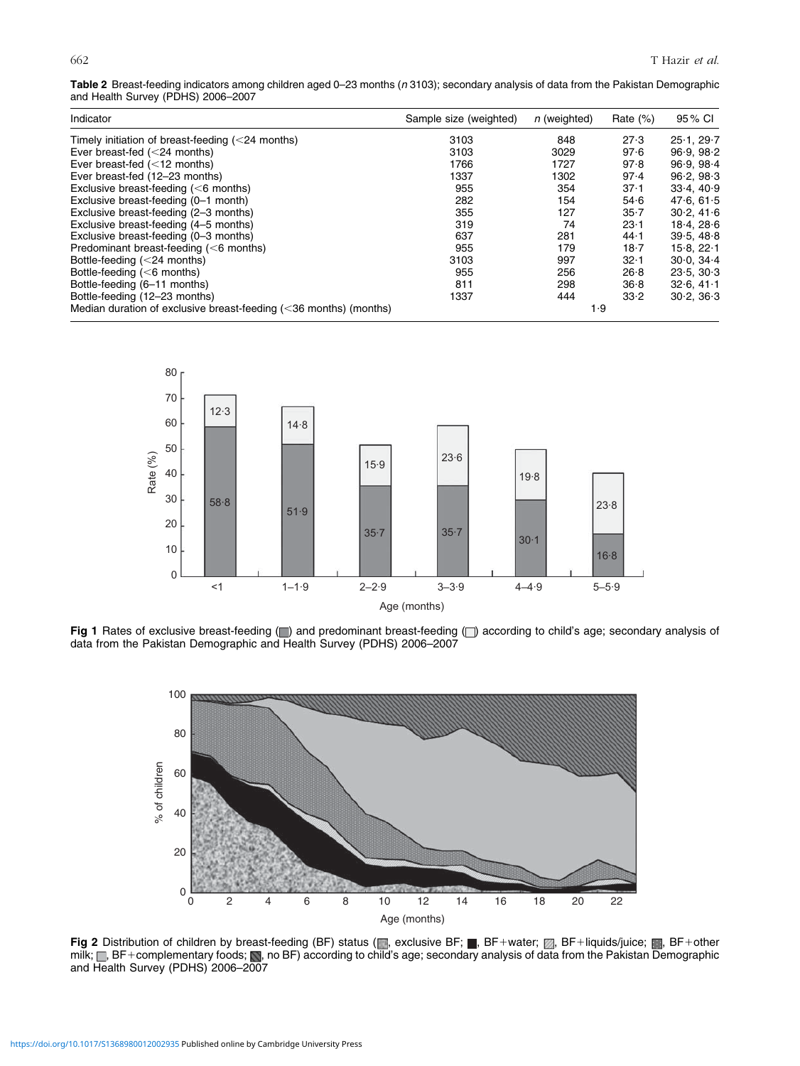**Table 2** Breast-feeding indicators among children aged 0–23 months (*n* 3103); secondary analysis of data from the Pakistan Demographic and Health Survey (PDHS) 2006–2007

| Indicator | Sample size (weighted) | *n* (weighted) | Rate (%) | 95 % CI |
|---|---|---|---|---|
| Timely initiation of breast-feeding (<24 months) | 3103 | 848 | 27·3 | 25·1, 29·7 |
| Ever breast-fed (<24 months) | 3103 | 3029 | 97·6 | 96·9, 98·2 |
| Ever breast-fed (<12 months) | 1766 | 1727 | 97·8 | 96·9, 98·4 |
| Ever breast-fed (12–23 months) | 1337 | 1302 | 97·4 | 96·2, 98·3 |
| Exclusive breast-feeding (<6 months) | 955 | 354 | 37·1 | 33·4, 40·9 |
| Exclusive breast-feeding (0–1 month) | 282 | 154 | 54·6 | 47·6, 61·5 |
| Exclusive breast-feeding (2–3 months) | 355 | 127 | 35·7 | 30·2, 41·6 |
| Exclusive breast-feeding (4–5 months) | 319 | 74 | 23·1 | 18·4, 28·6 |
| Exclusive breast-feeding (0–3 months) | 637 | 281 | 44·1 | 39·5, 48·8 |
| Predominant breast-feeding (<6 months) | 955 | 179 | 18·7 | 15·8, 22·1 |
| Bottle-feeding (<24 months) | 3103 | 997 | 32·1 | 30·0, 34·4 |
| Bottle-feeding (<6 months) | 955 | 256 | 26·8 | 23·5, 30·3 |
| Bottle-feeding (6–11 months) | 811 | 298 | 36·8 | 32·6, 41·1 |
| Bottle-feeding (12–23 months) | 1337 | 444 | 33·2 | 30·2, 36·3 |
| Median duration of exclusive breast-feeding (<36 months) (months) | | 1·9 | | |

**Fig 1** Rates of exclusive breast-feeding (▒) and predominant breast-feeding (□) according to child's age; secondary analysis of data from the Pakistan Demographic and Health Survey (PDHS) 2006–2007

**Fig 2** Distribution of children by breast-feeding (BF) status (▒, exclusive BF; ■, BF+water; ▨, BF+liquids/juice; ▩, BF+other milk; □, BF+complementary foods; ▧, no BF) according to child's age; secondary analysis of data from the Pakistan Demographic and Health Survey (PDHS) 2006–2007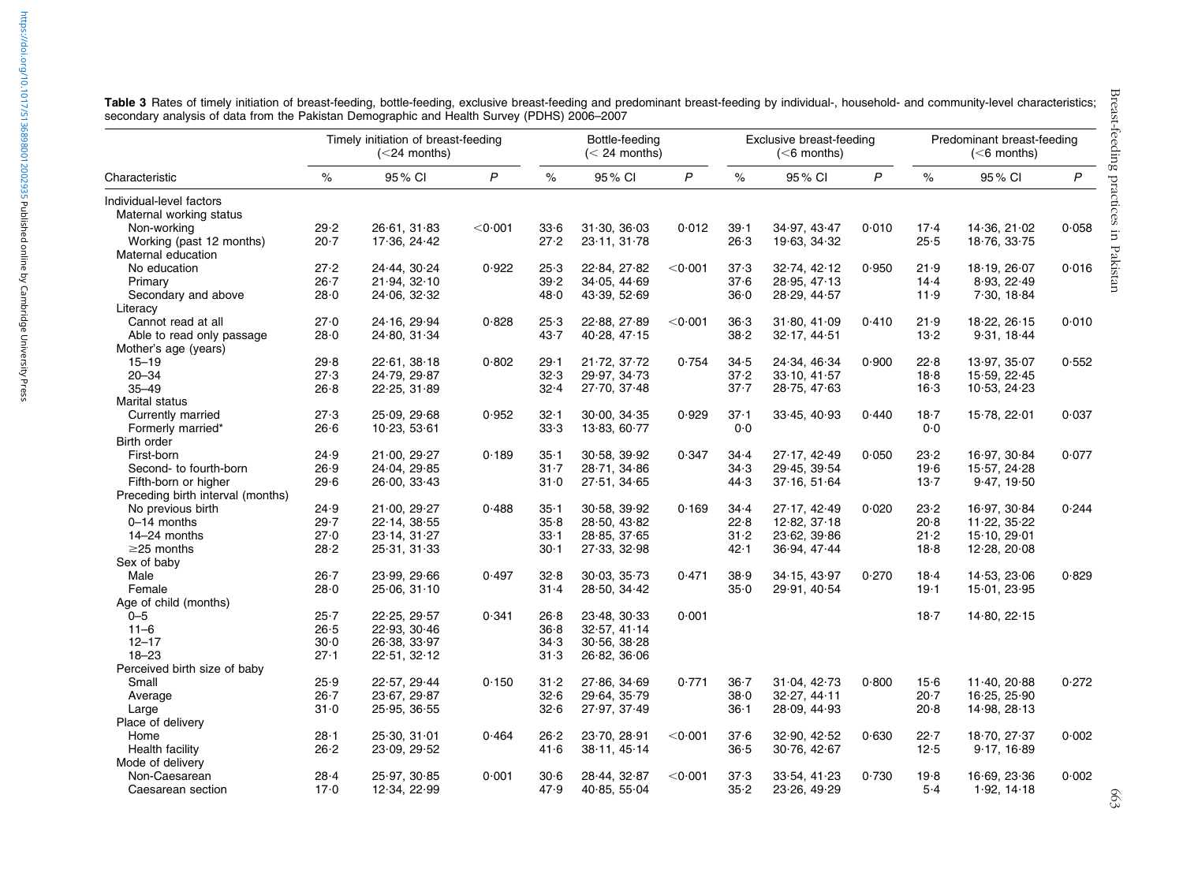**Table 3** Rates of timely initiation of breast-feeding, bottle-feeding, exclusive breast-feeding and predominant breast-feeding by individual-, household- and community-level characteristics; secondary analysis of data from the Pakistan Demographic and Health Survey (PDHS) 2006–2007

| | Timely initiation of breast-feeding (<24 months) | | | Bottle-feeding (< 24 months) | | | Exclusive breast-feeding (<6 months) | | | Predominant breast-feeding (<6 months) | | |
|---|---|---|---|---|---|---|---|---|---|---|---|---|
| Characteristic | % | 95 % CI | *P* | % | 95 % CI | *P* | % | 95 % CI | *P* | % | 95 % CI | *P* |
| Individual-level factors | | | | | | | | | | | | |
| Maternal working status | | | | | | | | | | | | |
| Non-working | 29·2 | 26·61, 31·83 | <0·001 | 33·6 | 31·30, 36·03 | 0·012 | 39·1 | 34·97, 43·47 | 0·010 | 17·4 | 14·36, 21·02 | 0·058 |
| Working (past 12 months) | 20·7 | 17·36, 24·42 | | 27·2 | 23·11, 31·78 | | 26·3 | 19·63, 34·32 | | 25·5 | 18·76, 33·75 | |
| Maternal education | | | | | | | | | | | | |
| No education | 27·2 | 24·44, 30·24 | 0·922 | 25·3 | 22·84, 27·82 | <0·001 | 37·3 | 32·74, 42·12 | 0·950 | 21·9 | 18·19, 26·07 | 0·016 |
| Primary | 26·7 | 21·94, 32·10 | | 39·2 | 34·05, 44·69 | | 37·6 | 28·95, 47·13 | | 14·4 | 8·93, 22·49 | |
| Secondary and above | 28·0 | 24·06, 32·32 | | 48·0 | 43·39, 52·69 | | 36·0 | 28·29, 44·57 | | 11·9 | 7·30, 18·84 | |
| Literacy | | | | | | | | | | | | |
| Cannot read at all | 27·0 | 24·16, 29·94 | 0·828 | 25·3 | 22·88, 27·89 | <0·001 | 36·3 | 31·80, 41·09 | 0·410 | 21·9 | 18·22, 26·15 | 0·010 |
| Able to read only passage | 28·0 | 24·80, 31·34 | | 43·7 | 40·28, 47·15 | | 38·2 | 32·17, 44·51 | | 13·2 | 9·31, 18·44 | |
| Mother's age (years) | | | | | | | | | | | | |
| 15–19 | 29·8 | 22·61, 38·18 | 0·802 | 29·1 | 21·72, 37·72 | 0·754 | 34·5 | 24·34, 46·34 | 0·900 | 22·8 | 13·97, 35·07 | 0·552 |
| 20–34 | 27·3 | 24·79, 29·87 | | 32·3 | 29·97, 34·73 | | 37·2 | 33·10, 41·57 | | 18·8 | 15·59, 22·45 | |
| 35–49 | 26·8 | 22·25, 31·89 | | 32·4 | 27·70, 37·48 | | 37·7 | 28·75, 47·63 | | 16·3 | 10·53, 24·23 | |
| Marital status | | | | | | | | | | | | |
| Currently married | 27·3 | 25·09, 29·68 | 0·952 | 32·1 | 30·00, 34·35 | 0·929 | 37·1 | 33·45, 40·93 | 0·440 | 18·7 | 15·78, 22·01 | 0·037 |
| Formerly married* | 26·6 | 10·23, 53·61 | | 33·3 | 13·83, 60·77 | | 0·0 | | | 0·0 | | |
| Birth order | | | | | | | | | | | | |
| First-born | 24·9 | 21·00, 29·27 | 0·189 | 35·1 | 30·58, 39·92 | 0·347 | 34·4 | 27·17, 42·49 | 0·050 | 23·2 | 16·97, 30·84 | 0·077 |
| Second- to fourth-born | 26·9 | 24·04, 29·85 | | 31·7 | 28·71, 34·86 | | 34·3 | 29·45, 39·54 | | 19·6 | 15·57, 24·28 | |
| Fifth-born or higher | 29·6 | 26·00, 33·43 | | 31·0 | 27·51, 34·65 | | 44·3 | 37·16, 51·64 | | 13·7 | 9·47, 19·50 | |
| Preceding birth interval (months) | | | | | | | | | | | | |
| No previous birth | 24·9 | 21·00, 29·27 | 0·488 | 35·1 | 30·58, 39·92 | 0·169 | 34·4 | 27·17, 42·49 | 0·020 | 23·2 | 16·97, 30·84 | 0·244 |
| 0–14 months | 29·7 | 22·14, 38·55 | | 35·8 | 28·50, 43·82 | | 22·8 | 12·82, 37·18 | | 20·8 | 11·22, 35·22 | |
| 14–24 months | 27·0 | 23·14, 31·27 | | 33·1 | 28·85, 37·65 | | 31·2 | 23·62, 39·86 | | 21·2 | 15·10, 29·01 | |
| ≥25 months | 28·2 | 25·31, 31·33 | | 30·1 | 27·33, 32·98 | | 42·1 | 36·94, 47·44 | | 18·8 | 12·28, 20·08 | |
| Sex of baby | | | | | | | | | | | | |
| Male | 26·7 | 23·99, 29·66 | 0·497 | 32·8 | 30·03, 35·73 | 0·471 | 38·9 | 34·15, 43·97 | 0·270 | 18·4 | 14·53, 23·06 | 0·829 |
| Female | 28·0 | 25·06, 31·10 | | 31·4 | 28·50, 34·42 | | 35·0 | 29·91, 40·54 | | 19·1 | 15·01, 23·95 | |
| Age of child (months) | | | | | | | | | | | | |
| 0–5 | 25·7 | 22·25, 29·57 | 0·341 | 26·8 | 23·48, 30·33 | 0·001 | | | | 18·7 | 14·80, 22·15 | |
| 11–6 | 26·5 | 22·93, 30·46 | | 36·8 | 32·57, 41·14 | | | | | | | |
| 12–17 | 30·0 | 26·38, 33·97 | | 34·3 | 30·56, 38·28 | | | | | | | |
| 18–23 | 27·1 | 22·51, 32·12 | | 31·3 | 26·82, 36·06 | | | | | | | |
| Perceived birth size of baby | | | | | | | | | | | | |
| Small | 25·9 | 22·57, 29·44 | 0·150 | 31·2 | 27·86, 34·69 | 0·771 | 36·7 | 31·04, 42·73 | 0·800 | 15·6 | 11·40, 20·88 | 0·272 |
| Average | 26·7 | 23·67, 29·87 | | 32·6 | 29·64, 35·79 | | 38·0 | 32·27, 44·11 | | 20·7 | 16·25, 25·90 | |
| Large | 31·0 | 25·95, 36·55 | | 32·6 | 27·97, 37·49 | | 36·1 | 28·09, 44·93 | | 20·8 | 14·98, 28·13 | |
| Place of delivery | | | | | | | | | | | | |
| Home | 28·1 | 25·30, 31·01 | 0·464 | 26·2 | 23·70, 28·91 | <0·001 | 37·6 | 32·90, 42·52 | 0·630 | 22·7 | 18·70, 27·37 | 0·002 |
| Health facility | 26·2 | 23·09, 29·52 | | 41·6 | 38·11, 45·14 | | 36·5 | 30·76, 42·67 | | 12·5 | 9·17, 16·89 | |
| Mode of delivery | | | | | | | | | | | | |
| Non-Caesarean | 28·4 | 25·97, 30·85 | 0·001 | 30·6 | 28·44, 32·87 | <0·001 | 37·3 | 33·54, 41·23 | 0·730 | 19·8 | 16·69, 23·36 | 0·002 |
| Caesarean section | 17·0 | 12·34, 22·99 | | 47·9 | 40·85, 55·04 | | 35·2 | 23·26, 49·29 | | 5·4 | 1·92, 14·18 | |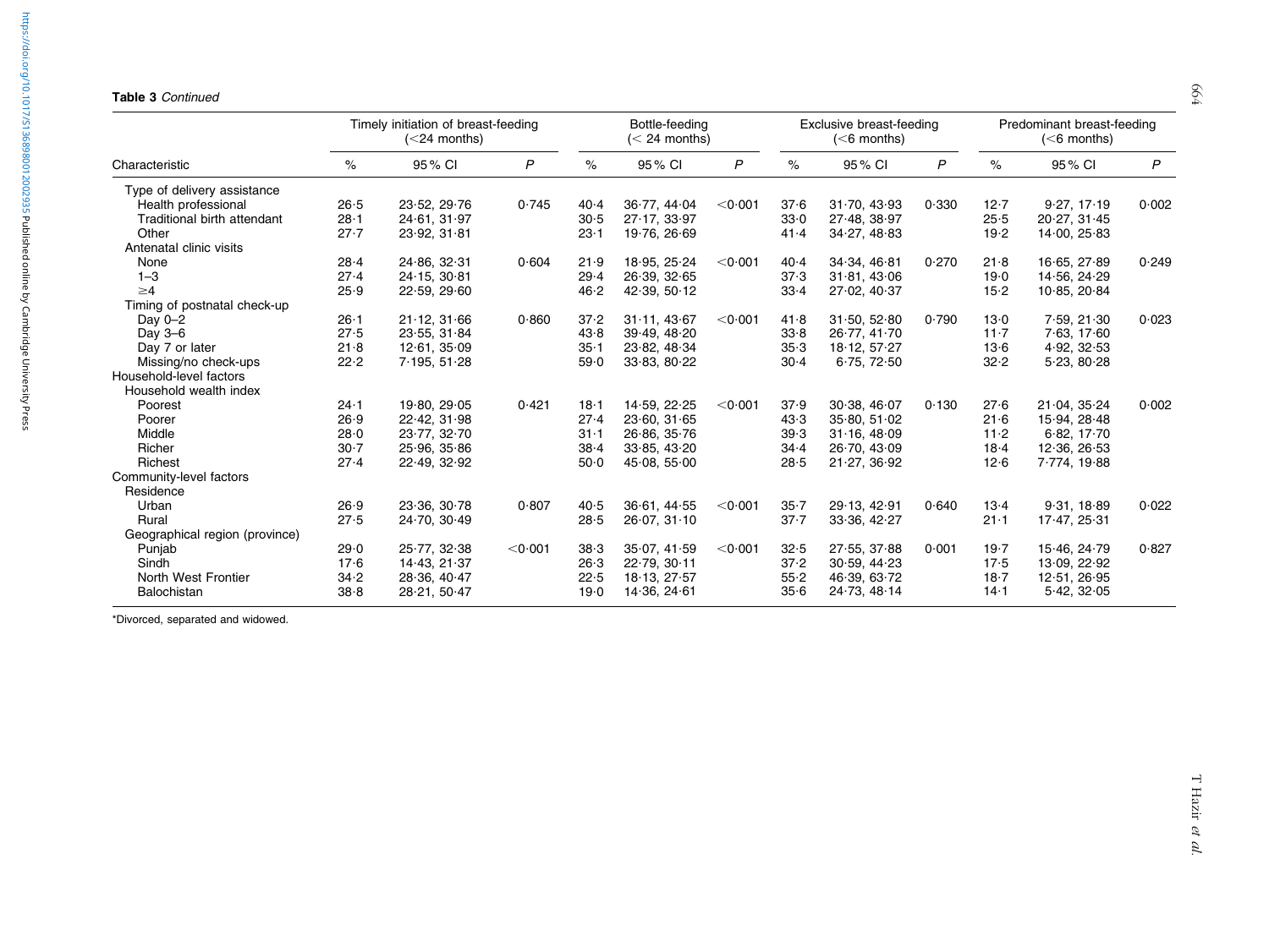**Table 3** *Continued*

| Characteristic | Timely initiation of breast-feeding (<24 months) | | | Bottle-feeding (< 24 months) | | | Exclusive breast-feeding (<6 months) | | | Predominant breast-feeding (<6 months) | | |
|---|---|---|---|---|---|---|---|---|---|---|---|---|
| | % | 95% CI | *P* | % | 95% CI | *P* | % | 95% CI | *P* | % | 95% CI | *P* |
| Type of delivery assistance | | | | | | | | | | | | |
| Health professional | 26·5 | 23·52, 29·76 | 0·745 | 40·4 | 36·77, 44·04 | <0·001 | 37·6 | 31·70, 43·93 | 0·330 | 12·7 | 9·27, 17·19 | 0·002 |
| Traditional birth attendant | 28·1 | 24·61, 31·97 | | 30·5 | 27·17, 33·97 | | 33·0 | 27·48, 38·97 | | 25·5 | 20·27, 31·45 | |
| Other | 27·7 | 23·92, 31·81 | | 23·1 | 19·76, 26·69 | | 41·4 | 34·27, 48·83 | | 19·2 | 14·00, 25·83 | |
| Antenatal clinic visits | | | | | | | | | | | | |
| None | 28·4 | 24·86, 32·31 | 0·604 | 21·9 | 18·95, 25·24 | <0·001 | 40·4 | 34·34, 46·81 | 0·270 | 21·8 | 16·65, 27·89 | 0·249 |
| 1–3 | 27·4 | 24·15, 30·81 | | 29·4 | 26·39, 32·65 | | 37·3 | 31·81, 43·06 | | 19·0 | 14·56, 24·29 | |
| ≥4 | 25·9 | 22·59, 29·60 | | 46·2 | 42·39, 50·12 | | 33·4 | 27·02, 40·37 | | 15·2 | 10·85, 20·84 | |
| Timing of postnatal check-up | | | | | | | | | | | | |
| Day 0–2 | 26·1 | 21·12, 31·66 | 0·860 | 37·2 | 31·11, 43·67 | <0·001 | 41·8 | 31·50, 52·80 | 0·790 | 13·0 | 7·59, 21·30 | 0·023 |
| Day 3–6 | 27·5 | 23·55, 31·84 | | 43·8 | 39·49, 48·20 | | 33·8 | 26·77, 41·70 | | 11·7 | 7·63, 17·60 | |
| Day 7 or later | 21·8 | 12·61, 35·09 | | 35·1 | 23·82, 48·34 | | 35·3 | 18·12, 57·27 | | 13·6 | 4·92, 32·53 | |
| Missing/no check-ups | 22·2 | 7·195, 51·28 | | 59·0 | 33·83, 80·22 | | 30·4 | 6·75, 72·50 | | 32·2 | 5·23, 80·28 | |
| Household-level factors | | | | | | | | | | | | |
| Household wealth index | | | | | | | | | | | | |
| Poorest | 24·1 | 19·80, 29·05 | 0·421 | 18·1 | 14·59, 22·25 | <0·001 | 37·9 | 30·38, 46·07 | 0·130 | 27·6 | 21·04, 35·24 | 0·002 |
| Poorer | 26·9 | 22·42, 31·98 | | 27·4 | 23·60, 31·65 | | 43·3 | 35·80, 51·02 | | 21·6 | 15·94, 28·48 | |
| Middle | 28·0 | 23·77, 32·70 | | 31·1 | 26·86, 35·76 | | 39·3 | 31·16, 48·09 | | 11·2 | 6·82, 17·70 | |
| Richer | 30·7 | 25·96, 35·86 | | 38·4 | 33·85, 43·20 | | 34·4 | 26·70, 43·09 | | 18·4 | 12·36, 26·53 | |
| Richest | 27·4 | 22·49, 32·92 | | 50·0 | 45·08, 55·00 | | 28·5 | 21·27, 36·92 | | 12·6 | 7·774, 19·88 | |
| Community-level factors | | | | | | | | | | | | |
| Residence | | | | | | | | | | | | |
| Urban | 26·9 | 23·36, 30·78 | 0·807 | 40·5 | 36·61, 44·55 | <0·001 | 35·7 | 29·13, 42·91 | 0·640 | 13·4 | 9·31, 18·89 | 0·022 |
| Rural | 27·5 | 24·70, 30·49 | | 28·5 | 26·07, 31·10 | | 37·7 | 33·36, 42·27 | | 21·1 | 17·47, 25·31 | |
| Geographical region (province) | | | | | | | | | | | | |
| Punjab | 29·0 | 25·77, 32·38 | <0·001 | 38·3 | 35·07, 41·59 | <0·001 | 32·5 | 27·55, 37·88 | 0·001 | 19·7 | 15·46, 24·79 | 0·827 |
| Sindh | 17·6 | 14·43, 21·37 | | 26·3 | 22·79, 30·11 | | 37·2 | 30·59, 44·23 | | 17·5 | 13·09, 22·92 | |
| North West Frontier | 34·2 | 28·36, 40·47 | | 22·5 | 18·13, 27·57 | | 55·2 | 46·39, 63·72 | | 18·7 | 12·51, 26·95 | |
| Balochistan | 38·8 | 28·21, 50·47 | | 19·0 | 14·36, 24·61 | | 35·6 | 24·73, 48·14 | | 14·1 | 5·42, 32·05 | |

*Divorced, separated and widowed.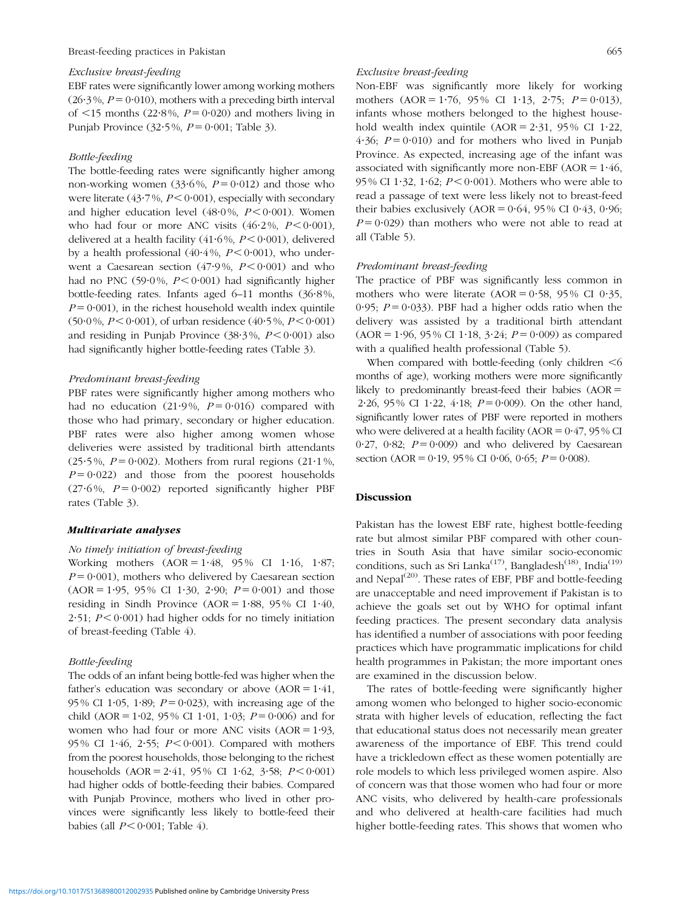*Exclusive breast-feeding*

EBF rates were significantly lower among working mothers (26·3 %, $P=0·010$), mothers with a preceding birth interval of <15 months (22·8 %, $P=0·020$) and mothers living in Punjab Province (32·5 %, $P=0·001$; Table 3).

*Bottle-feeding*

The bottle-feeding rates were significantly higher among non-working women (33·6 %, $P=0·012$) and those who were literate (43·7 %, $P<0·001$), especially with secondary and higher education level (48·0 %, $P<0·001$). Women who had four or more ANC visits (46·2 %, $P<0·001$), delivered at a health facility (41·6 %, $P<0·001$), delivered by a health professional (40·4 %, $P<0·001$), who underwent a Caesarean section (47·9 %, $P<0·001$) and who had no PNC (59·0 %, $P<0·001$) had significantly higher bottle-feeding rates. Infants aged 6–11 months (36·8 %, $P=0·001$), in the richest household wealth index quintile (50·0 %, $P<0·001$), of urban residence (40·5 %, $P<0·001$) and residing in Punjab Province (38·3 %, $P<0·001$) also had significantly higher bottle-feeding rates (Table 3).

*Predominant breast-feeding*

PBF rates were significantly higher among mothers who had no education (21·9 %, $P=0·016$) compared with those who had primary, secondary or higher education. PBF rates were also higher among women whose deliveries were assisted by traditional birth attendants (25·5 %, $P=0·002$). Mothers from rural regions (21·1 %, $P=0·022$) and those from the poorest households (27·6 %, $P=0·002$) reported significantly higher PBF rates (Table 3).

### Multivariate analyses

*No timely initiation of breast-feeding*

Working mothers (AOR = 1·48, 95 % CI 1·16, 1·87; $P=0·001$), mothers who delivered by Caesarean section (AOR = 1·95, 95 % CI 1·30, 2·90; $P=0·001$) and those residing in Sindh Province (AOR = 1·88, 95 % CI 1·40, 2·51; $P<0·001$) had higher odds for no timely initiation of breast-feeding (Table 4).

*Bottle-feeding*

The odds of an infant being bottle-fed was higher when the father's education was secondary or above (AOR = 1·41, 95 % CI 1·05, 1·89; $P=0·023$), with increasing age of the child (AOR = 1·02, 95 % CI 1·01, 1·03; $P=0·006$) and for women who had four or more ANC visits (AOR = 1·93, 95 % CI 1·46, 2·55; $P<0·001$). Compared with mothers from the poorest households, those belonging to the richest households (AOR = 2·41, 95 % CI 1·62, 3·58; $P<0·001$) had higher odds of bottle-feeding their babies. Compared with Punjab Province, mothers who lived in other provinces were significantly less likely to bottle-feed their babies (all $P<0·001$; Table 4).

*Exclusive breast-feeding*

Non-EBF was significantly more likely for working mothers (AOR = 1·76, 95 % CI 1·13, 2·75; $P=0·013$), infants whose mothers belonged to the highest household wealth index quintile (AOR = 2·31, 95 % CI 1·22, 4·36; $P=0·010$) and for mothers who lived in Punjab Province. As expected, increasing age of the infant was associated with significantly more non-EBF (AOR = 1·46, 95 % CI 1·32, 1·62; $P<0·001$). Mothers who were able to read a passage of text were less likely not to breast-feed their babies exclusively (AOR = 0·64, 95 % CI 0·43, 0·96; $P=0·029$) than mothers who were not able to read at all (Table 5).

*Predominant breast-feeding*

The practice of PBF was significantly less common in mothers who were literate (AOR = 0·58, 95 % CI 0·35, 0·95; $P=0·033$). PBF had a higher odds ratio when the delivery was assisted by a traditional birth attendant (AOR = 1·96, 95 % CI 1·18, 3·24; $P=0·009$) as compared with a qualified health professional (Table 5).

When compared with bottle-feeding (only children <6 months of age), working mothers were more significantly likely to predominantly breast-feed their babies (AOR = 2·26, 95 % CI 1·22, 4·18; $P=0·009$). On the other hand, significantly lower rates of PBF were reported in mothers who were delivered at a health facility (AOR = 0·47, 95 % CI 0·27, 0·82; $P=0·009$) and who delivered by Caesarean section (AOR = 0·19, 95 % CI 0·06, 0·65; $P=0·008$).

## Discussion

Pakistan has the lowest EBF rate, highest bottle-feeding rate but almost similar PBF compared with other countries in South Asia that have similar socio-economic conditions, such as Sri Lanka[17], Bangladesh[18], India[19] and Nepal[20]. These rates of EBF, PBF and bottle-feeding are unacceptable and need improvement if Pakistan is to achieve the goals set out by WHO for optimal infant feeding practices. The present secondary data analysis has identified a number of associations with poor feeding practices which have programmatic implications for child health programmes in Pakistan; the more important ones are examined in the discussion below.

The rates of bottle-feeding were significantly higher among women who belonged to higher socio-economic strata with higher levels of education, reflecting the fact that educational status does not necessarily mean greater awareness of the importance of EBF. This trend could have a trickledown effect as these women potentially are role models to which less privileged women aspire. Also of concern was that those women who had four or more ANC visits, who delivered by health-care professionals and who delivered at health-care facilities had much higher bottle-feeding rates. This shows that women who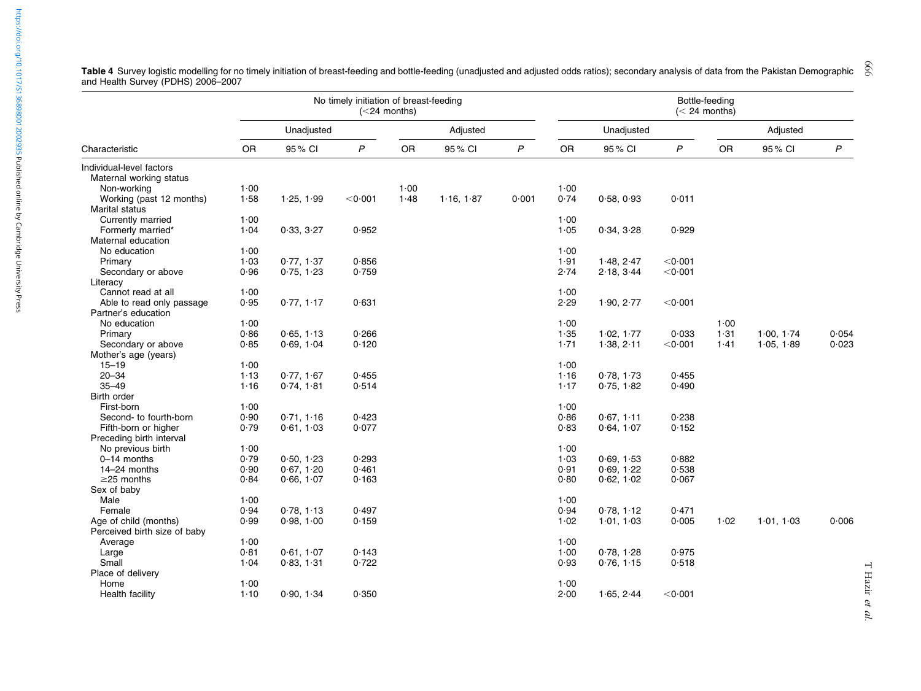**Table 4** Survey logistic modelling for no timely initiation of breast-feeding and bottle-feeding (unadjusted and adjusted odds ratios); secondary analysis of data from the Pakistan Demographic and Health Survey (PDHS) 2006–2007

| | No timely initiation of breast-feeding (<24 months) | | | | | | Bottle-feeding (< 24 months) | | | | | |
|---|---|---|---|---|---|---|---|---|---|---|---|---|
| | Unadjusted | | | Adjusted | | | Unadjusted | | | Adjusted | | |
| Characteristic | OR | 95 % CI | *P* | OR | 95 % CI | *P* | OR | 95 % CI | *P* | OR | 95 % CI | *P* |
| Individual-level factors | | | | | | | | | | | | |
| Maternal working status | | | | | | | | | | | | |
| Non-working | 1·00 | | | 1·00 | | | 1·00 | | | | | |
| Working (past 12 months) | 1·58 | 1·25, 1·99 | <0·001 | 1·48 | 1·16, 1·87 | 0·001 | 0·74 | 0·58, 0·93 | 0·011 | | | |
| Marital status | | | | | | | | | | | | |
| Currently married | 1·00 | | | | | | 1·00 | | | | | |
| Formerly married* | 1·04 | 0·33, 3·27 | 0·952 | | | | 1·05 | 0·34, 3·28 | 0·929 | | | |
| Maternal education | | | | | | | | | | | | |
| No education | 1·00 | | | | | | 1·00 | | | | | |
| Primary | 1·03 | 0·77, 1·37 | 0·856 | | | | 1·91 | 1·48, 2·47 | <0·001 | | | |
| Secondary or above | 0·96 | 0·75, 1·23 | 0·759 | | | | 2·74 | 2·18, 3·44 | <0·001 | | | |
| Literacy | | | | | | | | | | | | |
| Cannot read at all | 1·00 | | | | | | 1·00 | | | | | |
| Able to read only passage | 0·95 | 0·77, 1·17 | 0·631 | | | | 2·29 | 1·90, 2·77 | <0·001 | | | |
| Partner's education | | | | | | | | | | | | |
| No education | 1·00 | | | | | | 1·00 | | | 1·00 | | |
| Primary | 0·86 | 0·65, 1·13 | 0·266 | | | | 1·35 | 1·02, 1·77 | 0·033 | 1·31 | 1·00, 1·74 | 0·054 |
| Secondary or above | 0·85 | 0·69, 1·04 | 0·120 | | | | 1·71 | 1·38, 2·11 | <0·001 | 1·41 | 1·05, 1·89 | 0·023 |
| Mother's age (years) | | | | | | | | | | | | |
| 15–19 | 1·00 | | | | | | 1·00 | | | | | |
| 20–34 | 1·13 | 0·77, 1·67 | 0·455 | | | | 1·16 | 0·78, 1·73 | 0·455 | | | |
| 35–49 | 1·16 | 0·74, 1·81 | 0·514 | | | | 1·17 | 0·75, 1·82 | 0·490 | | | |
| Birth order | | | | | | | | | | | | |
| First-born | 1·00 | | | | | | 1·00 | | | | | |
| Second- to fourth-born | 0·90 | 0·71, 1·16 | 0·423 | | | | 0·86 | 0·67, 1·11 | 0·238 | | | |
| Fifth-born or higher | 0·79 | 0·61, 1·03 | 0·077 | | | | 0·83 | 0·64, 1·07 | 0·152 | | | |
| Preceding birth interval | | | | | | | | | | | | |
| No previous birth | 1·00 | | | | | | 1·00 | | | | | |
| 0–14 months | 0·79 | 0·50, 1·23 | 0·293 | | | | 1·03 | 0·69, 1·53 | 0·882 | | | |
| 14–24 months | 0·90 | 0·67, 1·20 | 0·461 | | | | 0·91 | 0·69, 1·22 | 0·538 | | | |
| ≥25 months | 0·84 | 0·66, 1·07 | 0·163 | | | | 0·80 | 0·62, 1·02 | 0·067 | | | |
| Sex of baby | | | | | | | | | | | | |
| Male | 1·00 | | | | | | 1·00 | | | | | |
| Female | 0·94 | 0·78, 1·13 | 0·497 | | | | 0·94 | 0·78, 1·12 | 0·471 | | | |
| Age of child (months) | 0·99 | 0·98, 1·00 | 0·159 | | | | 1·02 | 1·01, 1·03 | 0·005 | 1·02 | 1·01, 1·03 | 0·006 |
| Perceived birth size of baby | | | | | | | | | | | | |
| Average | 1·00 | | | | | | 1·00 | | | | | |
| Large | 0·81 | 0·61, 1·07 | 0·143 | | | | 1·00 | 0·78, 1·28 | 0·975 | | | |
| Small | 1·04 | 0·83, 1·31 | 0·722 | | | | 0·93 | 0·76, 1·15 | 0·518 | | | |
| Place of delivery | | | | | | | | | | | | |
| Home | 1·00 | | | | | | 1·00 | | | | | |
| Health facility | 1·10 | 0·90, 1·34 | 0·350 | | | | 2·00 | 1·65, 2·44 | <0·001 | | | |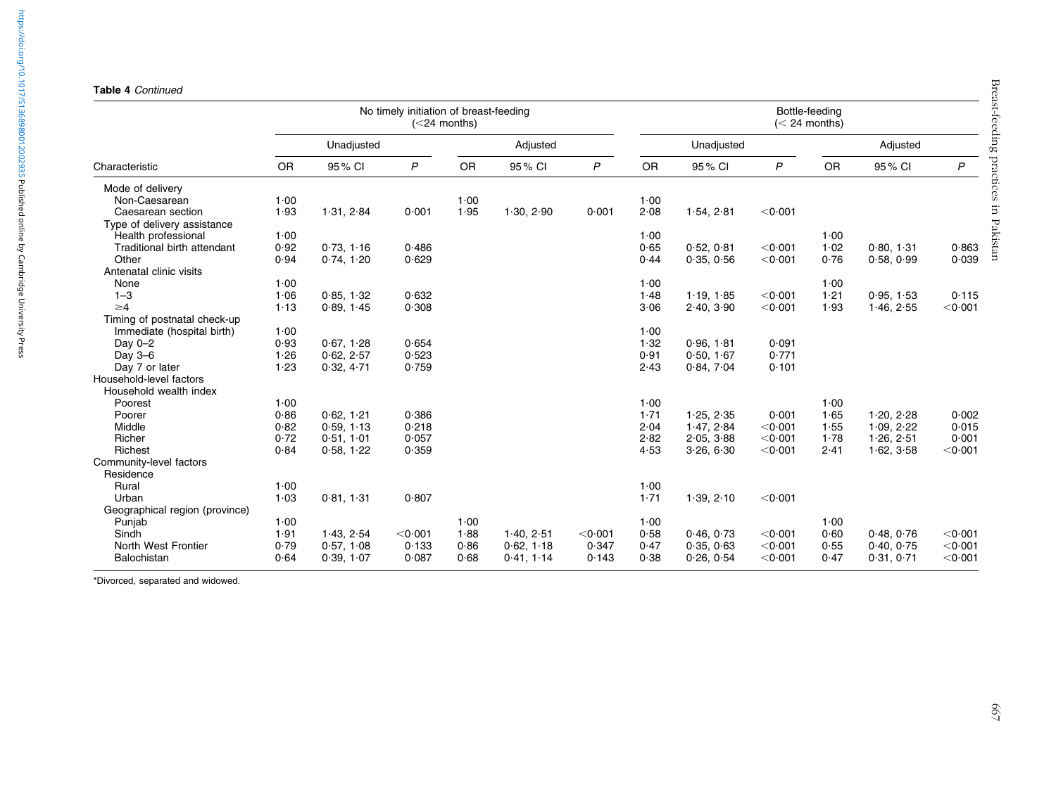**Table 4** *Continued*

| Characteristic | No timely initiation of breast-feeding (<24 months) | | | | | | Bottle-feeding (< 24 months) | | | | | |
|---|---|---|---|---|---|---|---|---|---|---|---|---|
| | Unadjusted | | | Adjusted | | | Unadjusted | | | Adjusted | | |
| | OR | 95 % CI | *P* | OR | 95 % CI | *P* | OR | 95 % CI | *P* | OR | 95 % CI | *P* |
| Mode of delivery | | | | | | | | | | | | |
| Non-Caesarean | 1·00 | | | 1·00 | | | 1·00 | | | | | |
| Caesarean section | 1·93 | 1·31, 2·84 | 0·001 | 1·95 | 1·30, 2·90 | 0·001 | 2·08 | 1·54, 2·81 | <0·001 | | | |
| Type of delivery assistance | | | | | | | | | | | | |
| Health professional | 1·00 | | | | | | 1·00 | | | 1·00 | | |
| Traditional birth attendant | 0·92 | 0·73, 1·16 | 0·486 | | | | 0·65 | 0·52, 0·81 | <0·001 | 1·02 | 0·80, 1·31 | 0·863 |
| Other | 0·94 | 0·74, 1·20 | 0·629 | | | | 0·44 | 0·35, 0·56 | <0·001 | 0·76 | 0·58, 0·99 | 0·039 |
| Antenatal clinic visits | | | | | | | | | | | | |
| None | 1·00 | | | | | | 1·00 | | | 1·00 | | |
| 1–3 | 1·06 | 0·85, 1·32 | 0·632 | | | | 1·48 | 1·19, 1·85 | <0·001 | 1·21 | 0·95, 1·53 | 0·115 |
| ≥4 | 1·13 | 0·89, 1·45 | 0·308 | | | | 3·06 | 2·40, 3·90 | <0·001 | 1·93 | 1·46, 2·55 | <0·001 |
| Timing of postnatal check-up | | | | | | | | | | | | |
| Immediate (hospital birth) | 1·00 | | | | | | 1·00 | | | | | |
| Day 0–2 | 0·93 | 0·67, 1·28 | 0·654 | | | | 1·32 | 0·96, 1·81 | 0·091 | | | |
| Day 3–6 | 1·26 | 0·62, 2·57 | 0·523 | | | | 0·91 | 0·50, 1·67 | 0·771 | | | |
| Day 7 or later | 1·23 | 0·32, 4·71 | 0·759 | | | | 2·43 | 0·84, 7·04 | 0·101 | | | |
| Household-level factors | | | | | | | | | | | | |
| Household wealth index | | | | | | | | | | | | |
| Poorest | 1·00 | | | | | | 1·00 | | | 1·00 | | |
| Poorer | 0·86 | 0·62, 1·21 | 0·386 | | | | 1·71 | 1·25, 2·35 | 0·001 | 1·65 | 1·20, 2·28 | 0·002 |
| Middle | 0·82 | 0·59, 1·13 | 0·218 | | | | 2·04 | 1·47, 2·84 | <0·001 | 1·55 | 1·09, 2·22 | 0·015 |
| Richer | 0·72 | 0·51, 1·01 | 0·057 | | | | 2·82 | 2·05, 3·88 | <0·001 | 1·78 | 1·26, 2·51 | 0·001 |
| Richest | 0·84 | 0·58, 1·22 | 0·359 | | | | 4·53 | 3·26, 6·30 | <0·001 | 2·41 | 1·62, 3·58 | <0·001 |
| Community-level factors | | | | | | | | | | | | |
| Residence | | | | | | | | | | | | |
| Rural | 1·00 | | | | | | 1·00 | | | | | |
| Urban | 1·03 | 0·81, 1·31 | 0·807 | | | | 1·71 | 1·39, 2·10 | <0·001 | | | |
| Geographical region (province) | | | | | | | | | | | | |
| Punjab | 1·00 | | | 1·00 | | | 1·00 | | | 1·00 | | |
| Sindh | 1·91 | 1·43, 2·54 | <0·001 | 1·88 | 1·40, 2·51 | <0·001 | 0·58 | 0·46, 0·73 | <0·001 | 0·60 | 0·48, 0·76 | <0·001 |
| North West Frontier | 0·79 | 0·57, 1·08 | 0·133 | 0·86 | 0·62, 1·18 | 0·347 | 0·47 | 0·35, 0·63 | <0·001 | 0·55 | 0·40, 0·75 | <0·001 |
| Balochistan | 0·64 | 0·39, 1·07 | 0·087 | 0·68 | 0·41, 1·14 | 0·143 | 0·38 | 0·26, 0·54 | <0·001 | 0·47 | 0·31, 0·71 | <0·001 |

*Divorced, separated and widowed.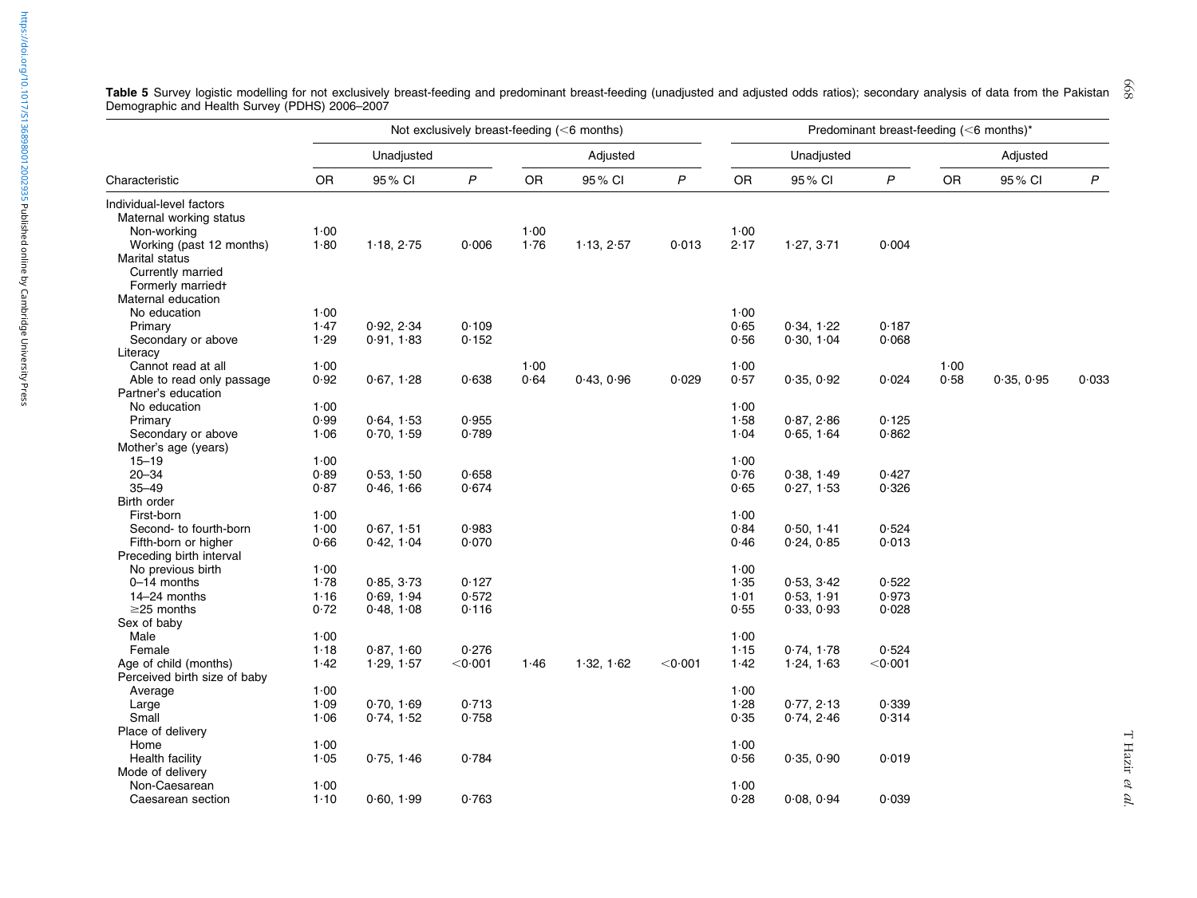**Table 5** Survey logistic modelling for not exclusively breast-feeding and predominant breast-feeding (unadjusted and adjusted odds ratios); secondary analysis of data from the Pakistan Demographic and Health Survey (PDHS) 2006–2007

| | Not exclusively breast-feeding (<6 months) | | | | | | Predominant breast-feeding (<6 months)* | | | | | |
|---|---|---|---|---|---|---|---|---|---|---|---|---|
| | Unadjusted | | | Adjusted | | | Unadjusted | | | Adjusted | | |
| Characteristic | OR | 95 % CI | *P* | OR | 95 % CI | *P* | OR | 95 % CI | *P* | OR | 95 % CI | *P* |
| Individual-level factors | | | | | | | | | | | | |
| Maternal working status | | | | | | | | | | | | |
| Non-working | 1·00 | | | 1·00 | | | 1·00 | | | | | |
| Working (past 12 months) | 1·80 | 1·18, 2·75 | 0·006 | 1·76 | 1·13, 2·57 | 0·013 | 2·17 | 1·27, 3·71 | 0·004 | | | |
| Marital status | | | | | | | | | | | | |
| Currently married | | | | | | | | | | | | |
| Formerly married† | | | | | | | | | | | | |
| Maternal education | | | | | | | | | | | | |
| No education | 1·00 | | | | | | 1·00 | | | | | |
| Primary | 1·47 | 0·92, 2·34 | 0·109 | | | | 0·65 | 0·34, 1·22 | 0·187 | | | |
| Secondary or above | 1·29 | 0·91, 1·83 | 0·152 | | | | 0·56 | 0·30, 1·04 | 0·068 | | | |
| Literacy | | | | | | | | | | | | |
| Cannot read at all | 1·00 | | | 1·00 | | | 1·00 | | | 1·00 | | |
| Able to read only passage | 0·92 | 0·67, 1·28 | 0·638 | 0·64 | 0·43, 0·96 | 0·029 | 0·57 | 0·35, 0·92 | 0·024 | 0·58 | 0·35, 0·95 | 0·033 |
| Partner's education | | | | | | | | | | | | |
| No education | 1·00 | | | | | | 1·00 | | | | | |
| Primary | 0·99 | 0·64, 1·53 | 0·955 | | | | 1·58 | 0·87, 2·86 | 0·125 | | | |
| Secondary or above | 1·06 | 0·70, 1·59 | 0·789 | | | | 1·04 | 0·65, 1·64 | 0·862 | | | |
| Mother's age (years) | | | | | | | | | | | | |
| 15–19 | 1·00 | | | | | | 1·00 | | | | | |
| 20–34 | 0·89 | 0·53, 1·50 | 0·658 | | | | 0·76 | 0·38, 1·49 | 0·427 | | | |
| 35–49 | 0·87 | 0·46, 1·66 | 0·674 | | | | 0·65 | 0·27, 1·53 | 0·326 | | | |
| Birth order | | | | | | | | | | | | |
| First-born | 1·00 | | | | | | 1·00 | | | | | |
| Second- to fourth-born | 1·00 | 0·67, 1·51 | 0·983 | | | | 0·84 | 0·50, 1·41 | 0·524 | | | |
| Fifth-born or higher | 0·66 | 0·42, 1·04 | 0·070 | | | | 0·46 | 0·24, 0·85 | 0·013 | | | |
| Preceding birth interval | | | | | | | | | | | | |
| No previous birth | 1·00 | | | | | | 1·00 | | | | | |
| 0–14 months | 1·78 | 0·85, 3·73 | 0·127 | | | | 1·35 | 0·53, 3·42 | 0·522 | | | |
| 14–24 months | 1·16 | 0·69, 1·94 | 0·572 | | | | 1·01 | 0·53, 1·91 | 0·973 | | | |
| ≥25 months | 0·72 | 0·48, 1·08 | 0·116 | | | | 0·55 | 0·33, 0·93 | 0·028 | | | |
| Sex of baby | | | | | | | | | | | | |
| Male | 1·00 | | | | | | 1·00 | | | | | |
| Female | 1·18 | 0·87, 1·60 | 0·276 | | | | 1·15 | 0·74, 1·78 | 0·524 | | | |
| Age of child (months) | 1·42 | 1·29, 1·57 | <0·001 | 1·46 | 1·32, 1·62 | <0·001 | 1·42 | 1·24, 1·63 | <0·001 | | | |
| Perceived birth size of baby | | | | | | | | | | | | |
| Average | 1·00 | | | | | | 1·00 | | | | | |
| Large | 1·09 | 0·70, 1·69 | 0·713 | | | | 1·28 | 0·77, 2·13 | 0·339 | | | |
| Small | 1·06 | 0·74, 1·52 | 0·758 | | | | 0·35 | 0·74, 2·46 | 0·314 | | | |
| Place of delivery | | | | | | | | | | | | |
| Home | 1·00 | | | | | | 1·00 | | | | | |
| Health facility | 1·05 | 0·75, 1·46 | 0·784 | | | | 0·56 | 0·35, 0·90 | 0·019 | | | |
| Mode of delivery | | | | | | | | | | | | |
| Non-Caesarean | 1·00 | | | | | | 1·00 | | | | | |
| Caesarean section | 1·10 | 0·60, 1·99 | 0·763 | | | | 0·28 | 0·08, 0·94 | 0·039 | | | |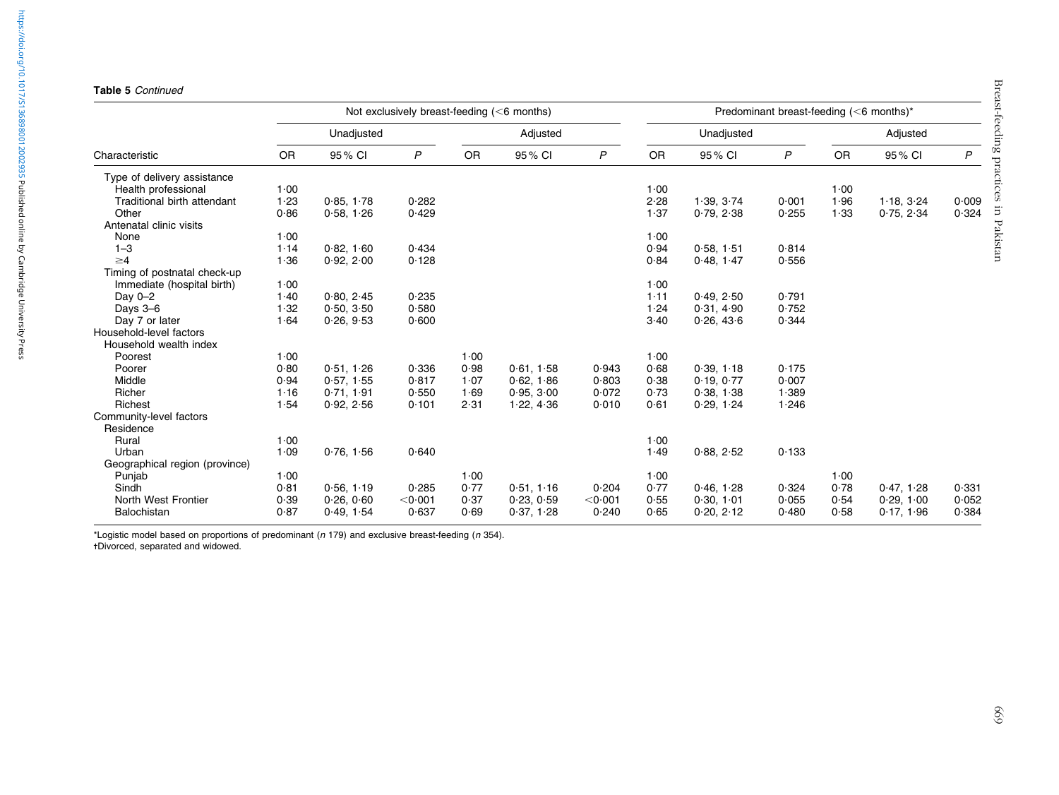**Table 5** *Continued*

| Characteristic | Not exclusively breast-feeding (<6 months) | | | | | | Predominant breast-feeding (<6 months)* | | | | | |
|---|---|---|---|---|---|---|---|---|---|---|---|---|
| | Unadjusted | | | Adjusted | | | Unadjusted | | | Adjusted | | |
| | OR | 95 % CI | *P* | OR | 95 % CI | *P* | OR | 95 % CI | *P* | OR | 95 % CI | *P* |
| Type of delivery assistance | | | | | | | | | | | | |
| Health professional | 1·00 | | | | | | 1·00 | | | 1·00 | | |
| Traditional birth attendant | 1·23 | 0·85, 1·78 | 0·282 | | | | 2·28 | 1·39, 3·74 | 0·001 | 1·96 | 1·18, 3·24 | 0·009 |
| Other | 0·86 | 0·58, 1·26 | 0·429 | | | | 1·37 | 0·79, 2·38 | 0·255 | 1·33 | 0·75, 2·34 | 0·324 |
| Antenatal clinic visits | | | | | | | | | | | | |
| None | 1·00 | | | | | | 1·00 | | | | | |
| 1–3 | 1·14 | 0·82, 1·60 | 0·434 | | | | 0·94 | 0·58, 1·51 | 0·814 | | | |
| ≥4 | 1·36 | 0·92, 2·00 | 0·128 | | | | 0·84 | 0·48, 1·47 | 0·556 | | | |
| Timing of postnatal check-up | | | | | | | | | | | | |
| Immediate (hospital birth) | 1·00 | | | | | | 1·00 | | | | | |
| Day 0–2 | 1·40 | 0·80, 2·45 | 0·235 | | | | 1·11 | 0·49, 2·50 | 0·791 | | | |
| Days 3–6 | 1·32 | 0·50, 3·50 | 0·580 | | | | 1·24 | 0·31, 4·90 | 0·752 | | | |
| Day 7 or later | 1·64 | 0·26, 9·53 | 0·600 | | | | 3·40 | 0·26, 43·6 | 0·344 | | | |
| Household-level factors | | | | | | | | | | | | |
| Household wealth index | | | | | | | | | | | | |
| Poorest | 1·00 | | | 1·00 | | | 1·00 | | | | | |
| Poorer | 0·80 | 0·51, 1·26 | 0·336 | 0·98 | 0·61, 1·58 | 0·943 | 0·68 | 0·39, 1·18 | 0·175 | | | |
| Middle | 0·94 | 0·57, 1·55 | 0·817 | 1·07 | 0·62, 1·86 | 0·803 | 0·38 | 0·19, 0·77 | 0·007 | | | |
| Richer | 1·16 | 0·71, 1·91 | 0·550 | 1·69 | 0·95, 3·00 | 0·072 | 0·73 | 0·38, 1·38 | 1·389 | | | |
| Richest | 1·54 | 0·92, 2·56 | 0·101 | 2·31 | 1·22, 4·36 | 0·010 | 0·61 | 0·29, 1·24 | 1·246 | | | |
| Community-level factors | | | | | | | | | | | | |
| Residence | | | | | | | | | | | | |
| Rural | 1·00 | | | | | | 1·00 | | | | | |
| Urban | 1·09 | 0·76, 1·56 | 0·640 | | | | 1·49 | 0·88, 2·52 | 0·133 | | | |
| Geographical region (province) | | | | | | | | | | | | |
| Punjab | 1·00 | | | 1·00 | | | 1·00 | | | 1·00 | | |
| Sindh | 0·81 | 0·56, 1·19 | 0·285 | 0·77 | 0·51, 1·16 | 0·204 | 0·77 | 0·46, 1·28 | 0·324 | 0·78 | 0·47, 1·28 | 0·331 |
| North West Frontier | 0·39 | 0·26, 0·60 | <0·001 | 0·37 | 0·23, 0·59 | <0·001 | 0·55 | 0·30, 1·01 | 0·055 | 0·54 | 0·29, 1·00 | 0·052 |
| Balochistan | 0·87 | 0·49, 1·54 | 0·637 | 0·69 | 0·37, 1·28 | 0·240 | 0·65 | 0·20, 2·12 | 0·480 | 0·58 | 0·17, 1·96 | 0·384 |

*Logistic model based on proportions of predominant (*n* 179) and exclusive breast-feeding (*n* 354).

†Divorced, separated and widowed.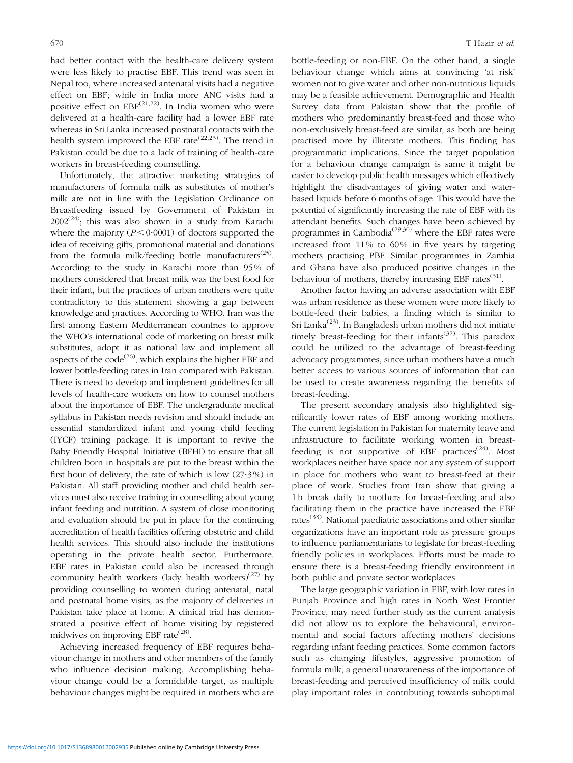had better contact with the health-care delivery system were less likely to practise EBF. This trend was seen in Nepal too, where increased antenatal visits had a negative effect on EBF; while in India more ANC visits had a positive effect on EBF[21,22]. In India women who were delivered at a health-care facility had a lower EBF rate whereas in Sri Lanka increased postnatal contacts with the health system improved the EBF rate[22,23]. The trend in Pakistan could be due to a lack of training of health-care workers in breast-feeding counselling.

Unfortunately, the attractive marketing strategies of manufacturers of formula milk as substitutes of mother's milk are not in line with the Legislation Ordinance on Breastfeeding issued by Government of Pakistan in 2002[24]; this was also shown in a study from Karachi where the majority ($P < 0 \cdot 0001$) of doctors supported the idea of receiving gifts, promotional material and donations from the formula milk/feeding bottle manufacturers[25]. According to the study in Karachi more than 95 % of mothers considered that breast milk was the best food for their infant, but the practices of urban mothers were quite contradictory to this statement showing a gap between knowledge and practices. According to WHO, Iran was the first among Eastern Mediterranean countries to approve the WHO's international code of marketing on breast milk substitutes, adopt it as national law and implement all aspects of the code[26], which explains the higher EBF and lower bottle-feeding rates in Iran compared with Pakistan. There is need to develop and implement guidelines for all levels of health-care workers on how to counsel mothers about the importance of EBF. The undergraduate medical syllabus in Pakistan needs revision and should include an essential standardized infant and young child feeding (IYCF) training package. It is important to revive the Baby Friendly Hospital Initiative (BFHI) to ensure that all children born in hospitals are put to the breast within the first hour of delivery, the rate of which is low (27·3 %) in Pakistan. All staff providing mother and child health services must also receive training in counselling about young infant feeding and nutrition. A system of close monitoring and evaluation should be put in place for the continuing accreditation of health facilities offering obstetric and child health services. This should also include the institutions operating in the private health sector. Furthermore, EBF rates in Pakistan could also be increased through community health workers (lady health workers)[27] by providing counselling to women during antenatal, natal and postnatal home visits, as the majority of deliveries in Pakistan take place at home. A clinical trial has demonstrated a positive effect of home visiting by registered midwives on improving EBF rate[28].

Achieving increased frequency of EBF requires behaviour change in mothers and other members of the family who influence decision making. Accomplishing behaviour change could be a formidable target, as multiple behaviour changes might be required in mothers who are bottle-feeding or non-EBF. On the other hand, a single behaviour change which aims at convincing 'at risk' women not to give water and other non-nutritious liquids may be a feasible achievement. Demographic and Health Survey data from Pakistan show that the profile of mothers who predominantly breast-feed and those who non-exclusively breast-feed are similar, as both are being practised more by illiterate mothers. This finding has programmatic implications. Since the target population for a behaviour change campaign is same it might be easier to develop public health messages which effectively highlight the disadvantages of giving water and water-based liquids before 6 months of age. This would have the potential of significantly increasing the rate of EBF with its attendant benefits. Such changes have been achieved by programmes in Cambodia[29,30] where the EBF rates were increased from 11 % to 60 % in five years by targeting mothers practising PBF. Similar programmes in Zambia and Ghana have also produced positive changes in the behaviour of mothers, thereby increasing EBF rates[31].

Another factor having an adverse association with EBF was urban residence as these women were more likely to bottle-feed their babies, a finding which is similar to Sri Lanka[23]. In Bangladesh urban mothers did not initiate timely breast-feeding for their infants[32]. This paradox could be utilized to the advantage of breast-feeding advocacy programmes, since urban mothers have a much better access to various sources of information that can be used to create awareness regarding the benefits of breast-feeding.

The present secondary analysis also highlighted significantly lower rates of EBF among working mothers. The current legislation in Pakistan for maternity leave and infrastructure to facilitate working women in breast-feeding is not supportive of EBF practices[24]. Most workplaces neither have space nor any system of support in place for mothers who want to breast-feed at their place of work. Studies from Iran show that giving a 1 h break daily to mothers for breast-feeding and also facilitating them in the practice have increased the EBF rates[33]. National paediatric associations and other similar organizations have an important role as pressure groups to influence parliamentarians to legislate for breast-feeding friendly policies in workplaces. Efforts must be made to ensure there is a breast-feeding friendly environment in both public and private sector workplaces.

The large geographic variation in EBF, with low rates in Punjab Province and high rates in North West Frontier Province, may need further study as the current analysis did not allow us to explore the behavioural, environmental and social factors affecting mothers' decisions regarding infant feeding practices. Some common factors such as changing lifestyles, aggressive promotion of formula milk, a general unawareness of the importance of breast-feeding and perceived insufficiency of milk could play important roles in contributing towards suboptimal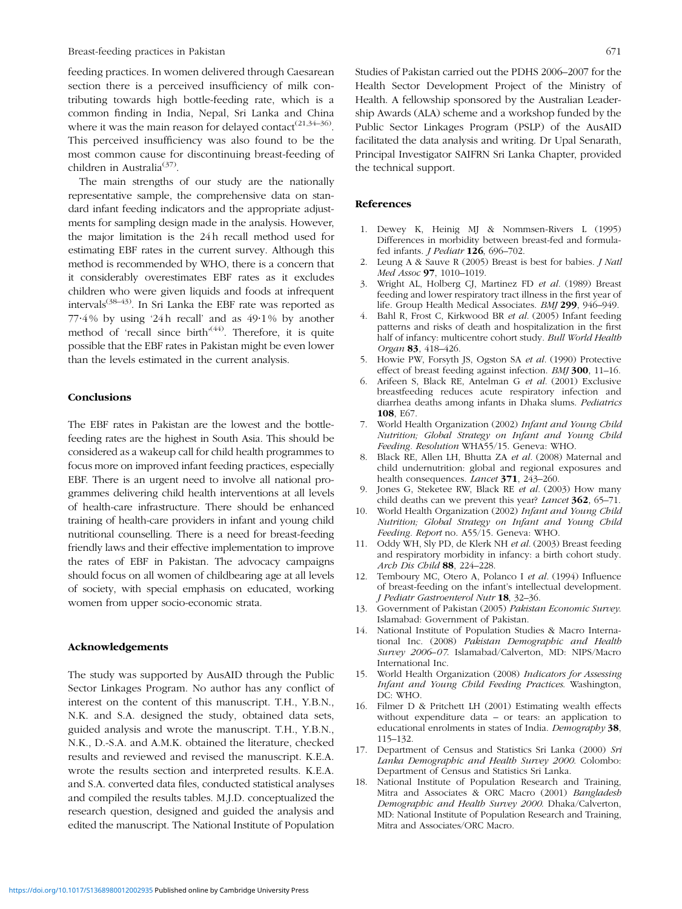feeding practices. In women delivered through Caesarean section there is a perceived insufficiency of milk contributing towards high bottle-feeding rate, which is a common finding in India, Nepal, Sri Lanka and China where it was the main reason for delayed contact[21,34–36]. This perceived insufficiency was also found to be the most common cause for discontinuing breast-feeding of children in Australia[37].

The main strengths of our study are the nationally representative sample, the comprehensive data on standard infant feeding indicators and the appropriate adjustments for sampling design made in the analysis. However, the major limitation is the 24 h recall method used for estimating EBF rates in the current survey. Although this method is recommended by WHO, there is a concern that it considerably overestimates EBF rates as it excludes children who were given liquids and foods at infrequent intervals[38–43]. In Sri Lanka the EBF rate was reported as 77·4% by using '24 h recall' and as 49·1% by another method of 'recall since birth'[44]. Therefore, it is quite possible that the EBF rates in Pakistan might be even lower than the levels estimated in the current analysis.

## Conclusions

The EBF rates in Pakistan are the lowest and the bottle-feeding rates are the highest in South Asia. This should be considered as a wakeup call for child health programmes to focus more on improved infant feeding practices, especially EBF. There is an urgent need to involve all national programmes delivering child health interventions at all levels of health-care infrastructure. There should be enhanced training of health-care providers in infant and young child nutritional counselling. There is a need for breast-feeding friendly laws and their effective implementation to improve the rates of EBF in Pakistan. The advocacy campaigns should focus on all women of childbearing age at all levels of society, with special emphasis on educated, working women from upper socio-economic strata.

## Acknowledgements

The study was supported by AusAID through the Public Sector Linkages Program. No author has any conflict of interest on the content of this manuscript. T.H., Y.B.N., N.K. and S.A. designed the study, obtained data sets, guided analysis and wrote the manuscript. T.H., Y.B.N., N.K., D.-S.A. and A.M.K. obtained the literature, checked results and reviewed and revised the manuscript. K.E.A. wrote the results section and interpreted results. K.E.A. and S.A. converted data files, conducted statistical analyses and compiled the results tables. M.J.D. conceptualized the research question, designed and guided the analysis and edited the manuscript. The National Institute of Population Studies of Pakistan carried out the PDHS 2006–2007 for the Health Sector Development Project of the Ministry of Health. A fellowship sponsored by the Australian Leadership Awards (ALA) scheme and a workshop funded by the Public Sector Linkages Program (PSLP) of the AusAID facilitated the data analysis and writing. Dr Upal Senarath, Principal Investigator SAIFRN Sri Lanka Chapter, provided the technical support.

## References

1. Dewey K, Heinig MJ & Nommsen-Rivers L (1995) Differences in morbidity between breast-fed and formula-fed infants. *J Pediatr* **126**, 696–702.
2. Leung A & Sauve R (2005) Breast is best for babies. *J Natl Med Assoc* **97**, 1010–1019.
3. Wright AL, Holberg CJ, Martinez FD *et al.* (1989) Breast feeding and lower respiratory tract illness in the first year of life. Group Health Medical Associates. *BMJ* **299**, 946–949.
4. Bahl R, Frost C, Kirkwood BR *et al.* (2005) Infant feeding patterns and risks of death and hospitalization in the first half of infancy: multicentre cohort study. *Bull World Health Organ* **83**, 418–426.
5. Howie PW, Forsyth JS, Ogston SA *et al.* (1990) Protective effect of breast feeding against infection. *BMJ* **300**, 11–16.
6. Arifeen S, Black RE, Antelman G *et al.* (2001) Exclusive breastfeeding reduces acute respiratory infection and diarrhea deaths among infants in Dhaka slums. *Pediatrics* **108**, E67.
7. World Health Organization (2002) *Infant and Young Child Nutrition; Global Strategy on Infant and Young Child Feeding. Resolution* WHA55/15. Geneva: WHO.
8. Black RE, Allen LH, Bhutta ZA *et al.* (2008) Maternal and child undernutrition: global and regional exposures and health consequences. *Lancet* **371**, 243–260.
9. Jones G, Steketee RW, Black RE *et al.* (2003) How many child deaths can we prevent this year? *Lancet* **362**, 65–71.
10. World Health Organization (2002) *Infant and Young Child Nutrition; Global Strategy on Infant and Young Child Feeding. Report* no. A55/15. Geneva: WHO.
11. Oddy WH, Sly PD, de Klerk NH *et al.* (2003) Breast feeding and respiratory morbidity in infancy: a birth cohort study. *Arch Dis Child* **88**, 224–228.
12. Temboury MC, Otero A, Polanco I *et al.* (1994) Influence of breast-feeding on the infant's intellectual development. *J Pediatr Gastroenterol Nutr* **18**, 32–36.
13. Government of Pakistan (2005) *Pakistan Economic Survey*. Islamabad: Government of Pakistan.
14. National Institute of Population Studies & Macro International Inc. (2008) *Pakistan Demographic and Health Survey 2006–07*. Islamabad/Calverton, MD: NIPS/Macro International Inc.
15. World Health Organization (2008) *Indicators for Assessing Infant and Young Child Feeding Practices*. Washington, DC: WHO.
16. Filmer D & Pritchett LH (2001) Estimating wealth effects without expenditure data – or tears: an application to educational enrolments in states of India. *Demography* **38**, 115–132.
17. Department of Census and Statistics Sri Lanka (2000) *Sri Lanka Demographic and Health Survey 2000*. Colombo: Department of Census and Statistics Sri Lanka.
18. National Institute of Population Research and Training, Mitra and Associates & ORC Macro (2001) *Bangladesh Demographic and Health Survey 2000*. Dhaka/Calverton, MD: National Institute of Population Research and Training, Mitra and Associates/ORC Macro.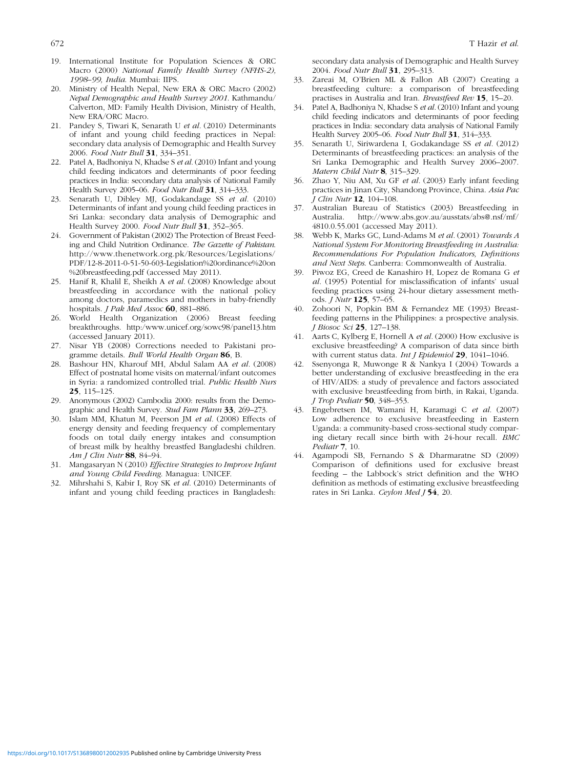19. International Institute for Population Sciences & ORC Macro (2000) *National Family Health Survey (NFHS-2), 1998–99, India*. Mumbai: IIPS.
20. Ministry of Health Nepal, New ERA & ORC Macro (2002) *Nepal Demographic and Health Survey 2001*. Kathmandu/Calverton, MD: Family Health Division, Ministry of Health, New ERA/ORC Macro.
21. Pandey S, Tiwari K, Senarath U *et al.* (2010) Determinants of infant and young child feeding practices in Nepal: secondary data analysis of Demographic and Health Survey 2006. *Food Nutr Bull* **31**, 334–351.
22. Patel A, Badhoniya N, Khadse S *et al.* (2010) Infant and young child feeding indicators and determinants of poor feeding practices in India: secondary data analysis of National Family Health Survey 2005–06. *Food Nutr Bull* **31**, 314–333.
23. Senarath U, Dibley MJ, Godakandage SS *et al.* (2010) Determinants of infant and young child feeding practices in Sri Lanka: secondary data analysis of Demographic and Health Survey 2000. *Food Nutr Bull* **31**, 352–365.
24. Government of Pakistan (2002) The Protection of Breast Feeding and Child Nutrition Ordinance. *The Gazette of Pakistan*. http://www.thenetwork.org.pk/Resources/Legislations/PDF/12-8-2011-0-51-50-603-Legislation%20ordinance%20on%20breastfeeding.pdf (accessed May 2011).
25. Hanif R, Khalil E, Sheikh A *et al.* (2008) Knowledge about breastfeeding in accordance with the national policy among doctors, paramedics and mothers in baby-friendly hospitals. *J Pak Med Assoc* **60**, 881–886.
26. World Health Organization (2006) Breast feeding breakthroughs. http:/www.unicef.org/sowc98/panel13.htm (accessed January 2011).
27. Nisar YB (2008) Corrections needed to Pakistani programme details. *Bull World Health Organ* **86**, B.
28. Bashour HN, Kharouf MH, Abdul Salam AA *et al.* (2008) Effect of postnatal home visits on maternal/infant outcomes in Syria: a randomized controlled trial. *Public Health Nurs* **25**, 115–125.
29. Anonymous (2002) Cambodia 2000: results from the Demographic and Health Survey. *Stud Fam Plann* **33**, 269–273.
30. Islam MM, Khatun M, Peerson JM *et al.* (2008) Effects of energy density and feeding frequency of complementary foods on total daily energy intakes and consumption of breast milk by healthy breastfed Bangladeshi children. *Am J Clin Nutr* **88**, 84–94.
31. Mangasaryan N (2010) *Effective Strategies to Improve Infant and Young Child Feeding*. Managua: UNICEF.
32. Mihrshahi S, Kabir I, Roy SK *et al.* (2010) Determinants of infant and young child feeding practices in Bangladesh: secondary data analysis of Demographic and Health Survey 2004. *Food Nutr Bull* **31**, 295–313.
33. Zareai M, O'Brien ML & Fallon AB (2007) Creating a breastfeeding culture: a comparison of breastfeeding practises in Australia and Iran. *Breastfeed Rev* **15**, 15–20.
34. Patel A, Badhoniya N, Khadse S *et al.* (2010) Infant and young child feeding indicators and determinants of poor feeding practices in India: secondary data analysis of National Family Health Survey 2005–06. *Food Nutr Bull* **31**, 314–333.
35. Senarath U, Siriwardena I, Godakandage SS *et al.* (2012) Determinants of breastfeeding practices: an analysis of the Sri Lanka Demographic and Health Survey 2006–2007. *Matern Child Nutr* **8**, 315–329.
36. Zhao Y, Niu AM, Xu GF *et al.* (2003) Early infant feeding practices in Jinan City, Shandong Province, China. *Asia Pac J Clin Nutr* **12**, 104–108.
37. Australian Bureau of Statistics (2003) Breastfeeding in Australia. http://www.abs.gov.au/ausstats/abs@.nsf/mf/4810.0.55.001 (accessed May 2011).
38. Webb K, Marks GC, Lund-Adams M *et al.* (2001) *Towards A National System For Monitoring Breastfeeding in Australia: Recommendations For Population Indicators, Definitions and Next Steps*. Canberra: Commonwealth of Australia.
39. Piwoz EG, Creed de Kanashiro H, Lopez de Romana G *et al.* (1995) Potential for misclassification of infants' usual feeding practices using 24-hour dietary assessment methods. *J Nutr* **125**, 57–65.
40. Zohoori N, Popkin BM & Fernandez ME (1993) Breastfeeding patterns in the Philippines: a prospective analysis. *J Biosoc Sci* **25**, 127–138.
41. Aarts C, Kylberg E, Hornell A *et al.* (2000) How exclusive is exclusive breastfeeding? A comparison of data since birth with current status data. *Int J Epidemiol* **29**, 1041–1046.
42. Ssenyonga R, Muwonge R & Nankya I (2004) Towards a better understanding of exclusive breastfeeding in the era of HIV/AIDS: a study of prevalence and factors associated with exclusive breastfeeding from birth, in Rakai, Uganda. *J Trop Pediatr* **50**, 348–353.
43. Engebretsen IM, Wamani H, Karamagi C *et al.* (2007) Low adherence to exclusive breastfeeding in Eastern Uganda: a community-based cross-sectional study comparing dietary recall since birth with 24-hour recall. *BMC Pediatr* **7**, 10.
44. Agampodi SB, Fernando S & Dharmaratne SD (2009) Comparison of definitions used for exclusive breast feeding – the Labbock's strict definition and the WHO definition as methods of estimating exclusive breastfeeding rates in Sri Lanka. *Ceylon Med J* **54**, 20.